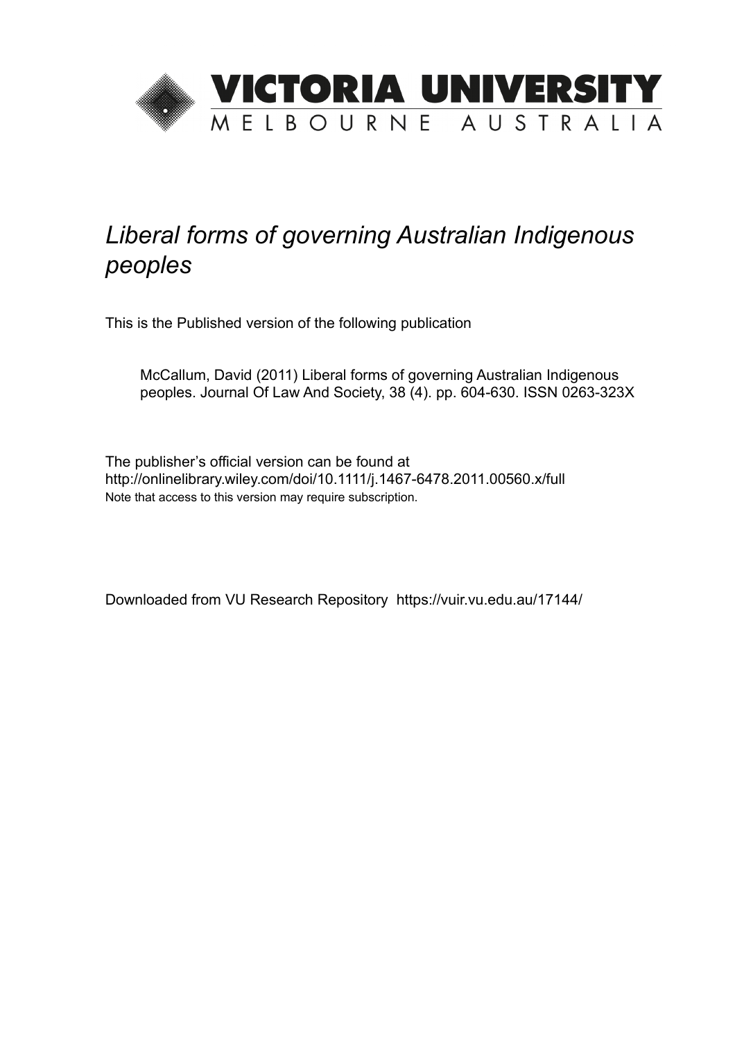VICTORIA UNIVERSITY
MELBOURNE AUSTRALIA

# *Liberal forms of governing Australian Indigenous peoples*

This is the Published version of the following publication

McCallum, David (2011) Liberal forms of governing Australian Indigenous peoples. Journal Of Law And Society, 38 (4). pp. 604-630. ISSN 0263-323X

The publisher's official version can be found at
http://onlinelibrary.wiley.com/doi/10.1111/j.1467-6478.2011.00560.x/full
Note that access to this version may require subscription.

Downloaded from VU Research Repository https://vuir.vu.edu.au/17144/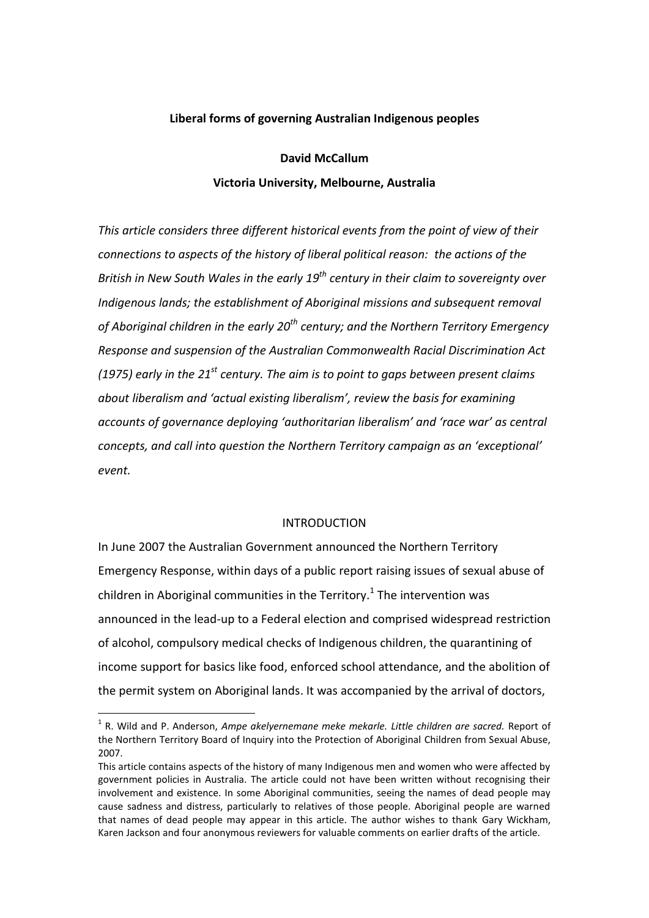**Liberal forms of governing Australian Indigenous peoples**

**David McCallum**

**Victoria University, Melbourne, Australia**

*This article considers three different historical events from the point of view of their connections to aspects of the history of liberal political reason: the actions of the British in New South Wales in the early 19th century in their claim to sovereignty over Indigenous lands; the establishment of Aboriginal missions and subsequent removal of Aboriginal children in the early 20th century; and the Northern Territory Emergency Response and suspension of the Australian Commonwealth Racial Discrimination Act (1975) early in the 21st century. The aim is to point to gaps between present claims about liberalism and 'actual existing liberalism', review the basis for examining accounts of governance deploying 'authoritarian liberalism' and 'race war' as central concepts, and call into question the Northern Territory campaign as an 'exceptional' event.*

## INTRODUCTION

In June 2007 the Australian Government announced the Northern Territory Emergency Response, within days of a public report raising issues of sexual abuse of children in Aboriginal communities in the Territory.[1] The intervention was announced in the lead-up to a Federal election and comprised widespread restriction of alcohol, compulsory medical checks of Indigenous children, the quarantining of income support for basics like food, enforced school attendance, and the abolition of the permit system on Aboriginal lands. It was accompanied by the arrival of doctors,

---

[1] R. Wild and P. Anderson, *Ampe akelyernemane meke mekarle. Little children are sacred.* Report of the Northern Territory Board of Inquiry into the Protection of Aboriginal Children from Sexual Abuse, 2007.

This article contains aspects of the history of many Indigenous men and women who were affected by government policies in Australia. The article could not have been written without recognising their involvement and existence. In some Aboriginal communities, seeing the names of dead people may cause sadness and distress, particularly to relatives of those people. Aboriginal people are warned that names of dead people may appear in this article. The author wishes to thank Gary Wickham, Karen Jackson and four anonymous reviewers for valuable comments on earlier drafts of the article.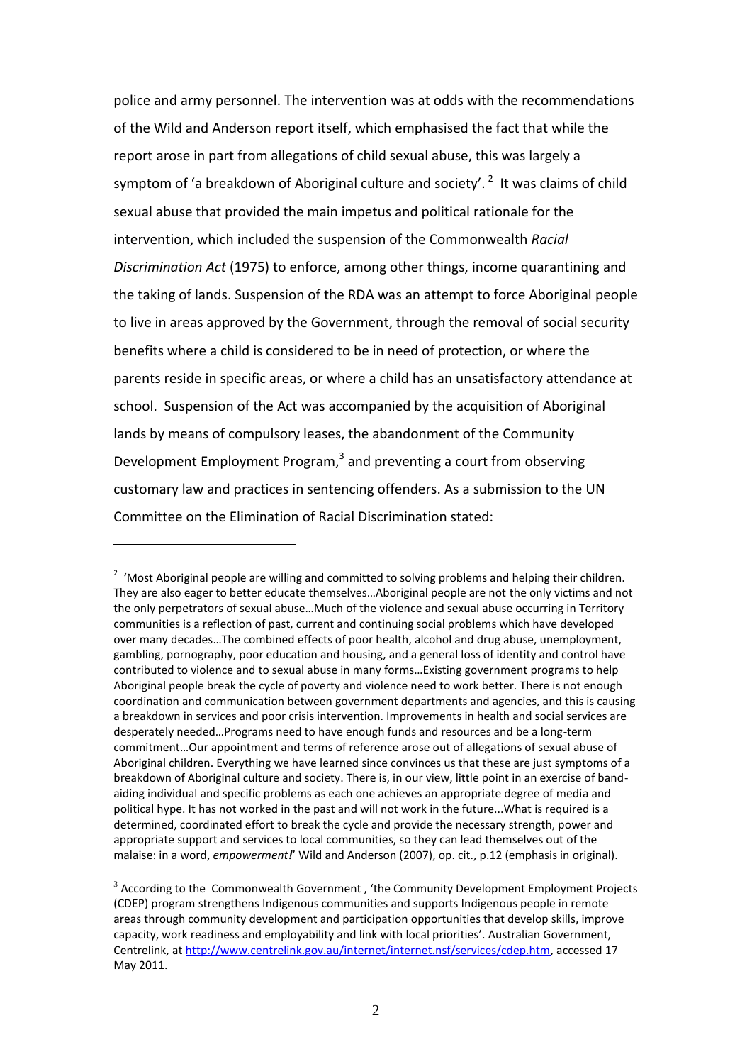police and army personnel. The intervention was at odds with the recommendations of the Wild and Anderson report itself, which emphasised the fact that while the report arose in part from allegations of child sexual abuse, this was largely a symptom of 'a breakdown of Aboriginal culture and society'.[2] It was claims of child sexual abuse that provided the main impetus and political rationale for the intervention, which included the suspension of the Commonwealth *Racial Discrimination Act* (1975) to enforce, among other things, income quarantining and the taking of lands. Suspension of the RDA was an attempt to force Aboriginal people to live in areas approved by the Government, through the removal of social security benefits where a child is considered to be in need of protection, or where the parents reside in specific areas, or where a child has an unsatisfactory attendance at school. Suspension of the Act was accompanied by the acquisition of Aboriginal lands by means of compulsory leases, the abandonment of the Community Development Employment Program,[3] and preventing a court from observing customary law and practices in sentencing offenders. As a submission to the UN Committee on the Elimination of Racial Discrimination stated:

---

[2] 'Most Aboriginal people are willing and committed to solving problems and helping their children. They are also eager to better educate themselves…Aboriginal people are not the only victims and not the only perpetrators of sexual abuse…Much of the violence and sexual abuse occurring in Territory communities is a reflection of past, current and continuing social problems which have developed over many decades…The combined effects of poor health, alcohol and drug abuse, unemployment, gambling, pornography, poor education and housing, and a general loss of identity and control have contributed to violence and to sexual abuse in many forms…Existing government programs to help Aboriginal people break the cycle of poverty and violence need to work better. There is not enough coordination and communication between government departments and agencies, and this is causing a breakdown in services and poor crisis intervention. Improvements in health and social services are desperately needed…Programs need to have enough funds and resources and be a long-term commitment…Our appointment and terms of reference arose out of allegations of sexual abuse of Aboriginal children. Everything we have learned since convinces us that these are just symptoms of a breakdown of Aboriginal culture and society. There is, in our view, little point in an exercise of band-aiding individual and specific problems as each one achieves an appropriate degree of media and political hype. It has not worked in the past and will not work in the future...What is required is a determined, coordinated effort to break the cycle and provide the necessary strength, power and appropriate support and services to local communities, so they can lead themselves out of the malaise: in a word, *empowerment!*' Wild and Anderson (2007), op. cit., p.12 (emphasis in original).

[3] According to the Commonwealth Government , 'the Community Development Employment Projects (CDEP) program strengthens Indigenous communities and supports Indigenous people in remote areas through community development and participation opportunities that develop skills, improve capacity, work readiness and employability and link with local priorities'. Australian Government, Centrelink, at http://www.centrelink.gov.au/internet/internet.nsf/services/cdep.htm, accessed 17 May 2011.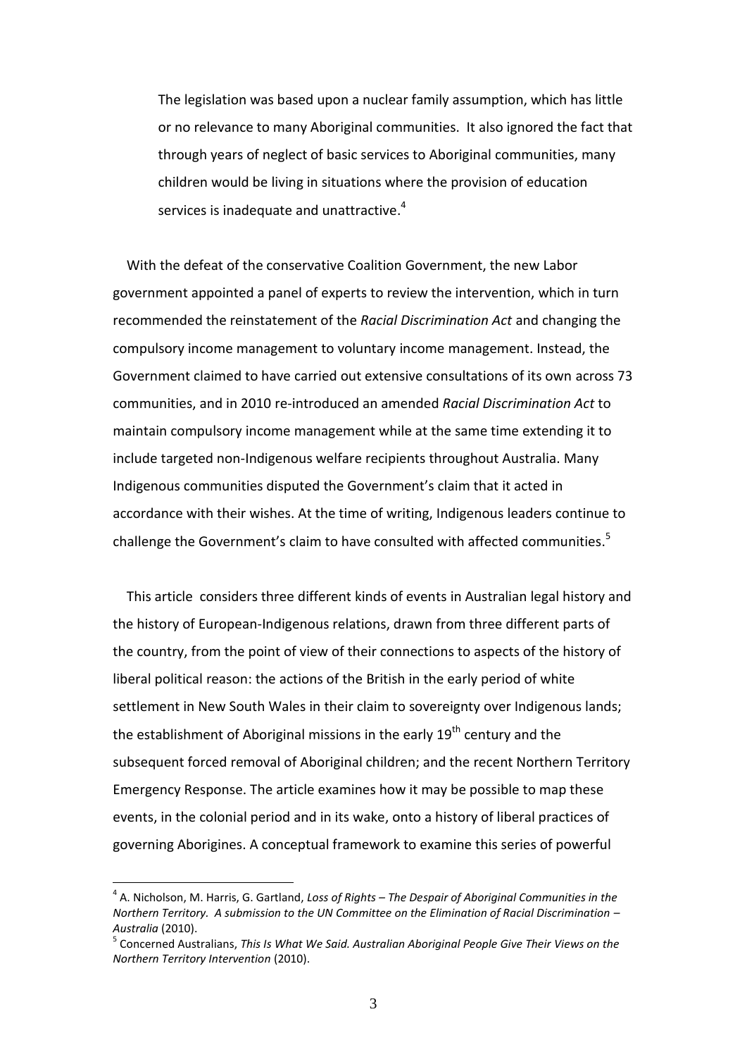> The legislation was based upon a nuclear family assumption, which has little or no relevance to many Aboriginal communities. It also ignored the fact that through years of neglect of basic services to Aboriginal communities, many children would be living in situations where the provision of education services is inadequate and unattractive.[4]

With the defeat of the conservative Coalition Government, the new Labor government appointed a panel of experts to review the intervention, which in turn recommended the reinstatement of the *Racial Discrimination Act* and changing the compulsory income management to voluntary income management. Instead, the Government claimed to have carried out extensive consultations of its own across 73 communities, and in 2010 re-introduced an amended *Racial Discrimination Act* to maintain compulsory income management while at the same time extending it to include targeted non-Indigenous welfare recipients throughout Australia. Many Indigenous communities disputed the Government's claim that it acted in accordance with their wishes. At the time of writing, Indigenous leaders continue to challenge the Government's claim to have consulted with affected communities.[5]

This article considers three different kinds of events in Australian legal history and the history of European-Indigenous relations, drawn from three different parts of the country, from the point of view of their connections to aspects of the history of liberal political reason: the actions of the British in the early period of white settlement in New South Wales in their claim to sovereignty over Indigenous lands; the establishment of Aboriginal missions in the early 19th century and the subsequent forced removal of Aboriginal children; and the recent Northern Territory Emergency Response. The article examines how it may be possible to map these events, in the colonial period and in its wake, onto a history of liberal practices of governing Aborigines. A conceptual framework to examine this series of powerful

---

[4] A. Nicholson, M. Harris, G. Gartland, *Loss of Rights – The Despair of Aboriginal Communities in the Northern Territory. A submission to the UN Committee on the Elimination of Racial Discrimination – Australia* (2010).

[5] Concerned Australians, *This Is What We Said. Australian Aboriginal People Give Their Views on the Northern Territory Intervention* (2010).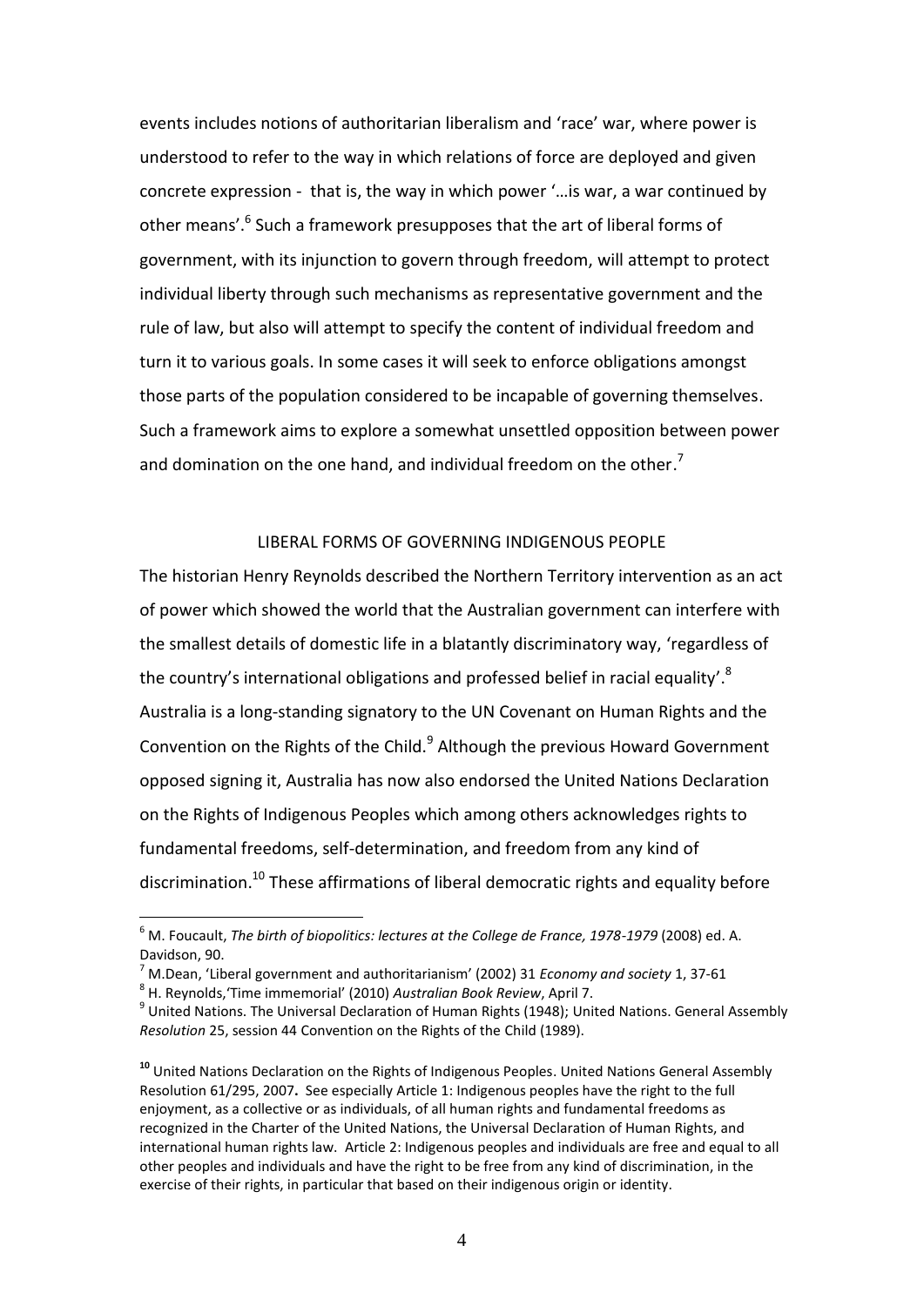events includes notions of authoritarian liberalism and 'race' war, where power is understood to refer to the way in which relations of force are deployed and given concrete expression - that is, the way in which power '…is war, a war continued by other means'.[6] Such a framework presupposes that the art of liberal forms of government, with its injunction to govern through freedom, will attempt to protect individual liberty through such mechanisms as representative government and the rule of law, but also will attempt to specify the content of individual freedom and turn it to various goals. In some cases it will seek to enforce obligations amongst those parts of the population considered to be incapable of governing themselves. Such a framework aims to explore a somewhat unsettled opposition between power and domination on the one hand, and individual freedom on the other.[7]

## LIBERAL FORMS OF GOVERNING INDIGENOUS PEOPLE

The historian Henry Reynolds described the Northern Territory intervention as an act of power which showed the world that the Australian government can interfere with the smallest details of domestic life in a blatantly discriminatory way, 'regardless of the country's international obligations and professed belief in racial equality'.[8] Australia is a long-standing signatory to the UN Covenant on Human Rights and the Convention on the Rights of the Child.[9] Although the previous Howard Government opposed signing it, Australia has now also endorsed the United Nations Declaration on the Rights of Indigenous Peoples which among others acknowledges rights to fundamental freedoms, self-determination, and freedom from any kind of discrimination.[10] These affirmations of liberal democratic rights and equality before

---

[6] M. Foucault, *The birth of biopolitics: lectures at the College de France, 1978-1979* (2008) ed. A. Davidson, 90.

[7] M.Dean, 'Liberal government and authoritarianism' (2002) 31 *Economy and society* 1, 37-61

[8] H. Reynolds,'Time immemorial' (2010) *Australian Book Review*, April 7.

[9] United Nations. The Universal Declaration of Human Rights (1948); United Nations. General Assembly *Resolution* 25, session 44 Convention on the Rights of the Child (1989).

[10] United Nations Declaration on the Rights of Indigenous Peoples. United Nations General Assembly Resolution 61/295, 2007**.** See especially Article 1: Indigenous peoples have the right to the full enjoyment, as a collective or as individuals, of all human rights and fundamental freedoms as recognized in the Charter of the United Nations, the Universal Declaration of Human Rights, and international human rights law. Article 2: Indigenous peoples and individuals are free and equal to all other peoples and individuals and have the right to be free from any kind of discrimination, in the exercise of their rights, in particular that based on their indigenous origin or identity.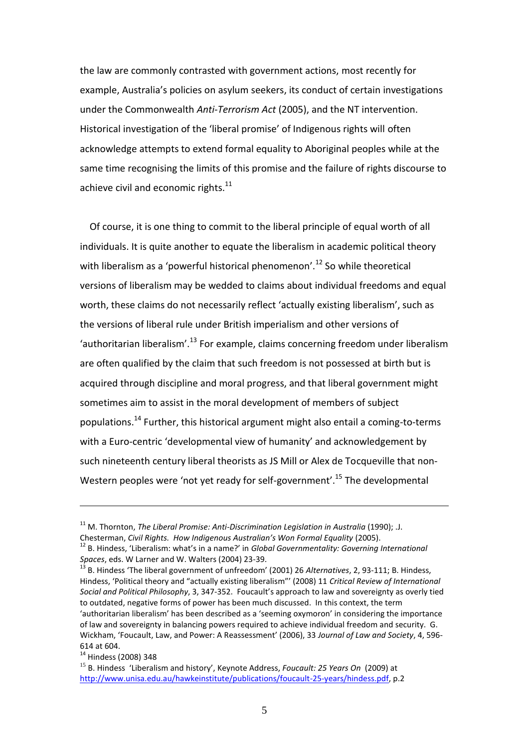the law are commonly contrasted with government actions, most recently for example, Australia's policies on asylum seekers, its conduct of certain investigations under the Commonwealth *Anti-Terrorism Act* (2005), and the NT intervention. Historical investigation of the 'liberal promise' of Indigenous rights will often acknowledge attempts to extend formal equality to Aboriginal peoples while at the same time recognising the limits of this promise and the failure of rights discourse to achieve civil and economic rights.[11]

Of course, it is one thing to commit to the liberal principle of equal worth of all individuals. It is quite another to equate the liberalism in academic political theory with liberalism as a 'powerful historical phenomenon'.[12] So while theoretical versions of liberalism may be wedded to claims about individual freedoms and equal worth, these claims do not necessarily reflect 'actually existing liberalism', such as the versions of liberal rule under British imperialism and other versions of 'authoritarian liberalism'.[13] For example, claims concerning freedom under liberalism are often qualified by the claim that such freedom is not possessed at birth but is acquired through discipline and moral progress, and that liberal government might sometimes aim to assist in the moral development of members of subject populations.[14] Further, this historical argument might also entail a coming-to-terms with a Euro-centric 'developmental view of humanity' and acknowledgement by such nineteenth century liberal theorists as JS Mill or Alex de Tocqueville that non-Western peoples were 'not yet ready for self-government'.[15] The developmental

---

[11] M. Thornton, *The Liberal Promise: Anti-Discrimination Legislation in Australia* (1990); .J. Chesterman, *Civil Rights. How Indigenous Australian's Won Formal Equality* (2005).

[12] B. Hindess, 'Liberalism: what's in a name?' in *Global Governmentality: Governing International Spaces*, eds. W Larner and W. Walters (2004) 23-39.

[13] B. Hindess 'The liberal government of unfreedom' (2001) 26 *Alternatives*, 2, 93-111; B. Hindess, Hindess, 'Political theory and "actually existing liberalism"' (2008) 11 *Critical Review of International Social and Political Philosophy*, 3, 347-352. Foucault's approach to law and sovereignty as overly tied to outdated, negative forms of power has been much discussed. In this context, the term 'authoritarian liberalism' has been described as a 'seeming oxymoron' in considering the importance of law and sovereignty in balancing powers required to achieve individual freedom and security. G. Wickham, 'Foucault, Law, and Power: A Reassessment' (2006), 33 *Journal of Law and Society*, 4, 596-614 at 604.

[14] Hindess (2008) 348

[15] B. Hindess 'Liberalism and history', Keynote Address, *Foucault: 25 Years On* (2009) at http://www.unisa.edu.au/hawkeinstitute/publications/foucault-25-years/hindess.pdf, p.2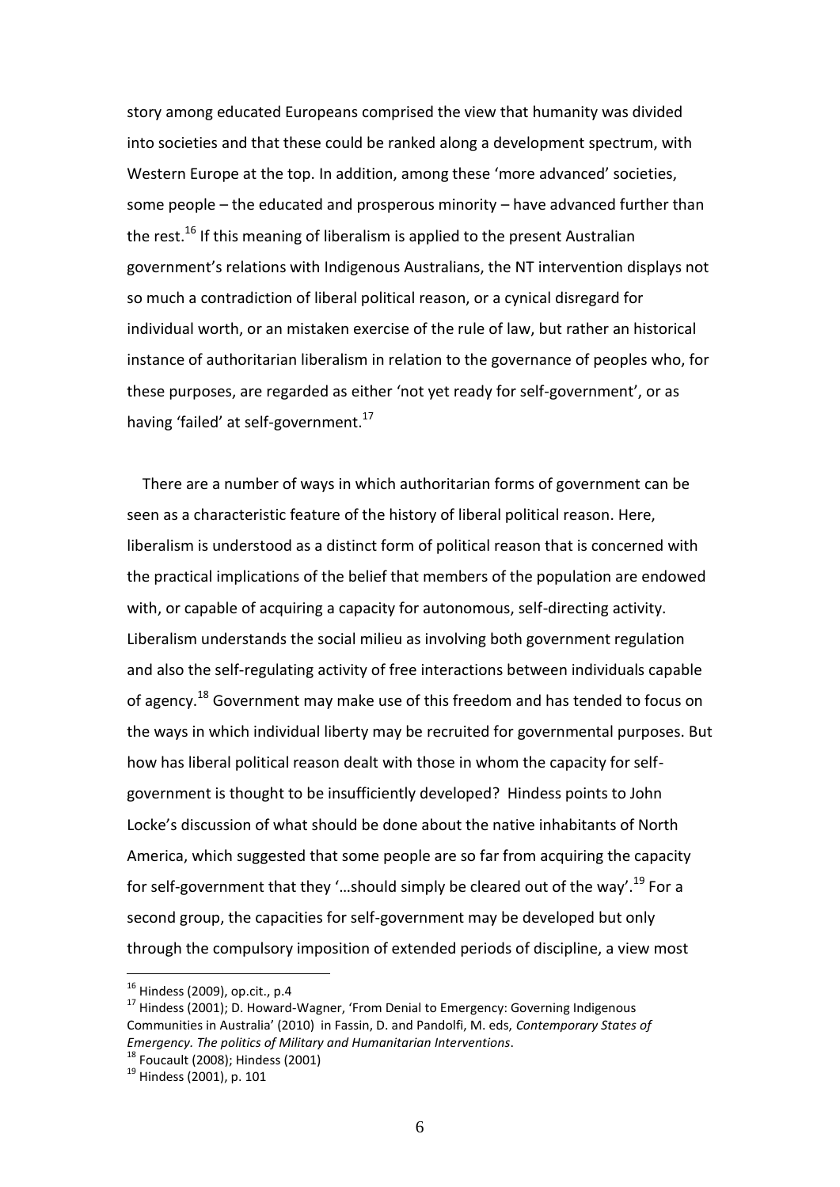story among educated Europeans comprised the view that humanity was divided into societies and that these could be ranked along a development spectrum, with Western Europe at the top. In addition, among these 'more advanced' societies, some people – the educated and prosperous minority – have advanced further than the rest.[16] If this meaning of liberalism is applied to the present Australian government's relations with Indigenous Australians, the NT intervention displays not so much a contradiction of liberal political reason, or a cynical disregard for individual worth, or an mistaken exercise of the rule of law, but rather an historical instance of authoritarian liberalism in relation to the governance of peoples who, for these purposes, are regarded as either 'not yet ready for self-government', or as having 'failed' at self-government.[17]

There are a number of ways in which authoritarian forms of government can be seen as a characteristic feature of the history of liberal political reason. Here, liberalism is understood as a distinct form of political reason that is concerned with the practical implications of the belief that members of the population are endowed with, or capable of acquiring a capacity for autonomous, self-directing activity. Liberalism understands the social milieu as involving both government regulation and also the self-regulating activity of free interactions between individuals capable of agency.[18] Government may make use of this freedom and has tended to focus on the ways in which individual liberty may be recruited for governmental purposes. But how has liberal political reason dealt with those in whom the capacity for self-government is thought to be insufficiently developed? Hindess points to John Locke's discussion of what should be done about the native inhabitants of North America, which suggested that some people are so far from acquiring the capacity for self-government that they '…should simply be cleared out of the way'.[19] For a second group, the capacities for self-government may be developed but only through the compulsory imposition of extended periods of discipline, a view most

---

[16] Hindess (2009), op.cit., p.4

[17] Hindess (2001); D. Howard-Wagner, 'From Denial to Emergency: Governing Indigenous Communities in Australia' (2010) in Fassin, D. and Pandolfi, M. eds, *Contemporary States of Emergency. The politics of Military and Humanitarian Interventions*.

[18] Foucault (2008); Hindess (2001)

[19] Hindess (2001), p. 101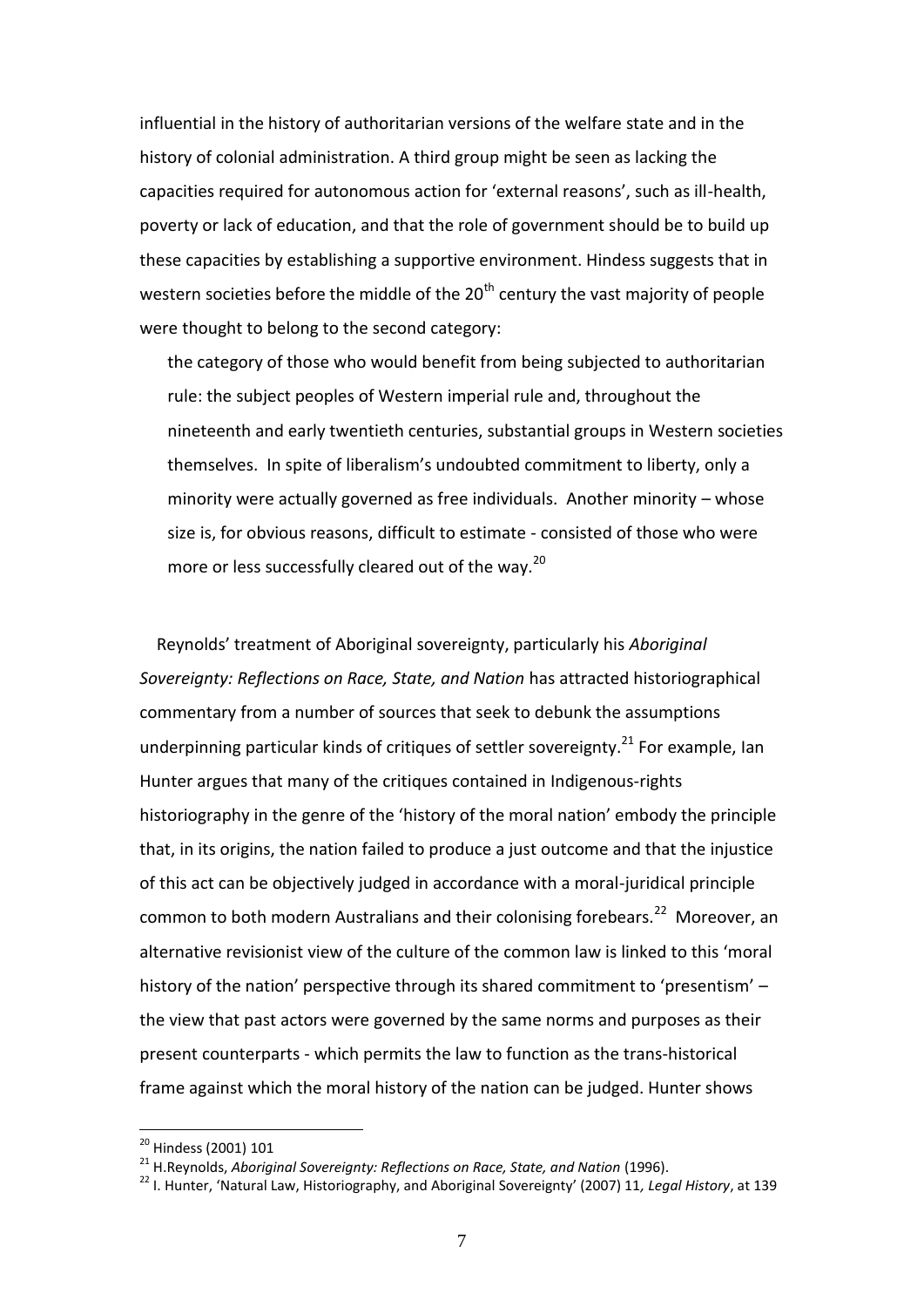influential in the history of authoritarian versions of the welfare state and in the history of colonial administration. A third group might be seen as lacking the capacities required for autonomous action for 'external reasons', such as ill-health, poverty or lack of education, and that the role of government should be to build up these capacities by establishing a supportive environment. Hindess suggests that in western societies before the middle of the 20th century the vast majority of people were thought to belong to the second category:

> the category of those who would benefit from being subjected to authoritarian rule: the subject peoples of Western imperial rule and, throughout the nineteenth and early twentieth centuries, substantial groups in Western societies themselves. In spite of liberalism's undoubted commitment to liberty, only a minority were actually governed as free individuals. Another minority – whose size is, for obvious reasons, difficult to estimate - consisted of those who were more or less successfully cleared out of the way.[20]

Reynolds' treatment of Aboriginal sovereignty, particularly his *Aboriginal Sovereignty: Reflections on Race, State, and Nation* has attracted historiographical commentary from a number of sources that seek to debunk the assumptions underpinning particular kinds of critiques of settler sovereignty.[21] For example, Ian Hunter argues that many of the critiques contained in Indigenous-rights historiography in the genre of the 'history of the moral nation' embody the principle that, in its origins, the nation failed to produce a just outcome and that the injustice of this act can be objectively judged in accordance with a moral-juridical principle common to both modern Australians and their colonising forebears.[22] Moreover, an alternative revisionist view of the culture of the common law is linked to this 'moral history of the nation' perspective through its shared commitment to 'presentism' – the view that past actors were governed by the same norms and purposes as their present counterparts - which permits the law to function as the trans-historical frame against which the moral history of the nation can be judged. Hunter shows

---

[20] Hindess (2001) 101

[21] H.Reynolds, *Aboriginal Sovereignty: Reflections on Race, State, and Nation* (1996).

[22] I. Hunter, 'Natural Law, Historiography, and Aboriginal Sovereignty' (2007) 11*, Legal History*, at 139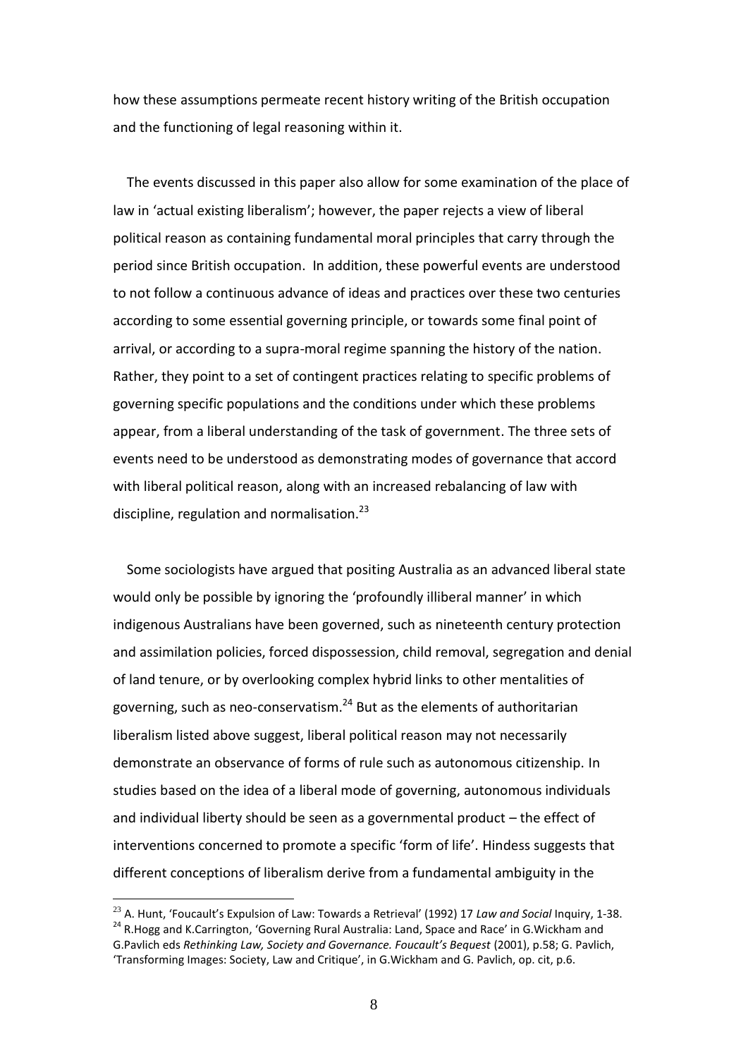how these assumptions permeate recent history writing of the British occupation and the functioning of legal reasoning within it.

The events discussed in this paper also allow for some examination of the place of law in 'actual existing liberalism'; however, the paper rejects a view of liberal political reason as containing fundamental moral principles that carry through the period since British occupation. In addition, these powerful events are understood to not follow a continuous advance of ideas and practices over these two centuries according to some essential governing principle, or towards some final point of arrival, or according to a supra-moral regime spanning the history of the nation. Rather, they point to a set of contingent practices relating to specific problems of governing specific populations and the conditions under which these problems appear, from a liberal understanding of the task of government. The three sets of events need to be understood as demonstrating modes of governance that accord with liberal political reason, along with an increased rebalancing of law with discipline, regulation and normalisation.[23]

Some sociologists have argued that positing Australia as an advanced liberal state would only be possible by ignoring the 'profoundly illiberal manner' in which indigenous Australians have been governed, such as nineteenth century protection and assimilation policies, forced dispossession, child removal, segregation and denial of land tenure, or by overlooking complex hybrid links to other mentalities of governing, such as neo-conservatism.[24] But as the elements of authoritarian liberalism listed above suggest, liberal political reason may not necessarily demonstrate an observance of forms of rule such as autonomous citizenship. In studies based on the idea of a liberal mode of governing, autonomous individuals and individual liberty should be seen as a governmental product – the effect of interventions concerned to promote a specific 'form of life'. Hindess suggests that different conceptions of liberalism derive from a fundamental ambiguity in the

---

[23] A. Hunt, 'Foucault's Expulsion of Law: Towards a Retrieval' (1992) 17 *Law and Social* Inquiry, 1-38.

[24] R.Hogg and K.Carrington, 'Governing Rural Australia: Land, Space and Race' in G.Wickham and G.Pavlich eds *Rethinking Law, Society and Governance. Foucault's Bequest* (2001), p.58; G. Pavlich, 'Transforming Images: Society, Law and Critique', in G.Wickham and G. Pavlich, op. cit, p.6.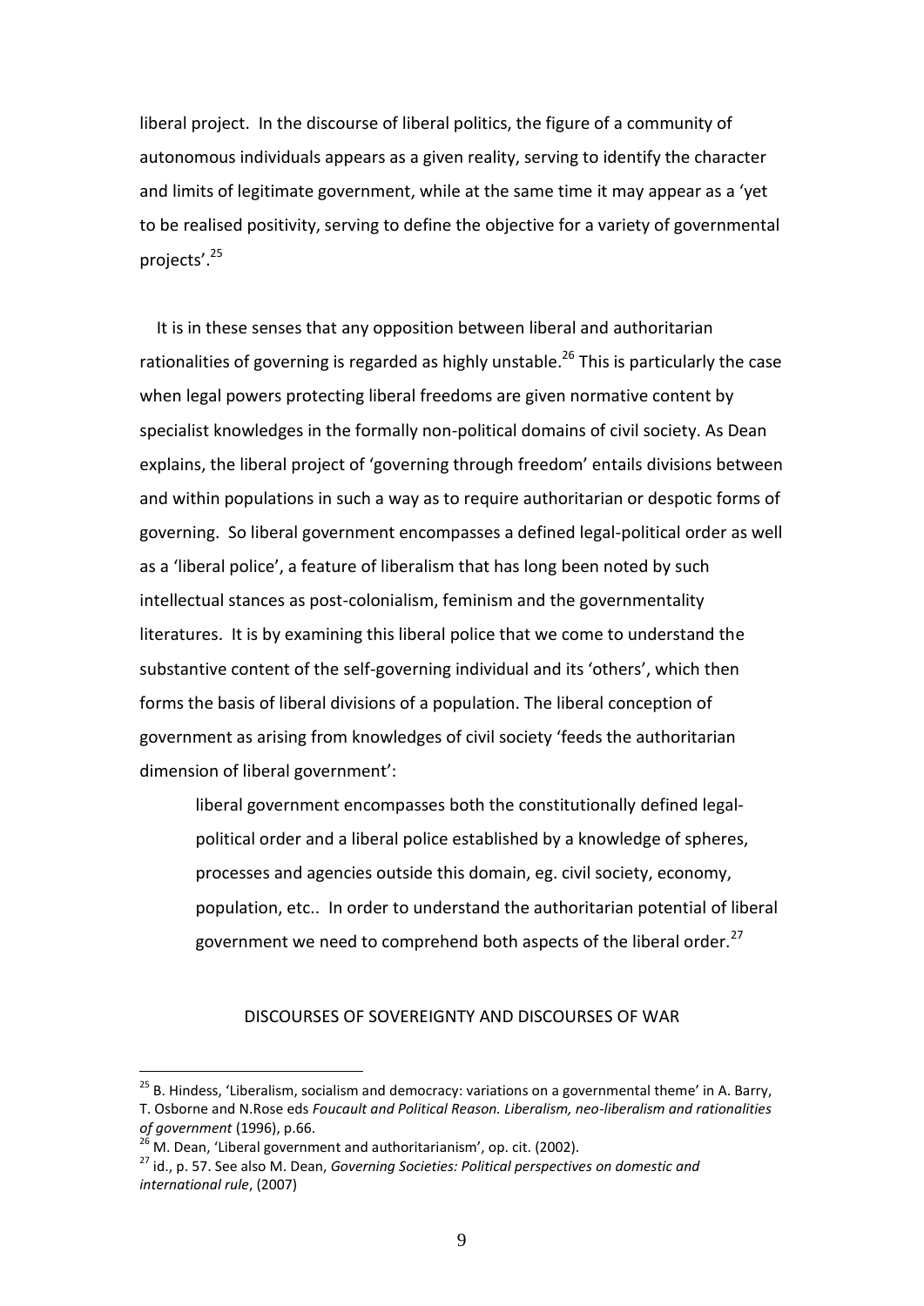liberal project. In the discourse of liberal politics, the figure of a community of autonomous individuals appears as a given reality, serving to identify the character and limits of legitimate government, while at the same time it may appear as a 'yet to be realised positivity, serving to define the objective for a variety of governmental projects'.[25]

It is in these senses that any opposition between liberal and authoritarian rationalities of governing is regarded as highly unstable.[26] This is particularly the case when legal powers protecting liberal freedoms are given normative content by specialist knowledges in the formally non-political domains of civil society. As Dean explains, the liberal project of 'governing through freedom' entails divisions between and within populations in such a way as to require authoritarian or despotic forms of governing. So liberal government encompasses a defined legal-political order as well as a 'liberal police', a feature of liberalism that has long been noted by such intellectual stances as post-colonialism, feminism and the governmentality literatures. It is by examining this liberal police that we come to understand the substantive content of the self-governing individual and its 'others', which then forms the basis of liberal divisions of a population. The liberal conception of government as arising from knowledges of civil society 'feeds the authoritarian dimension of liberal government':

> liberal government encompasses both the constitutionally defined legal-political order and a liberal police established by a knowledge of spheres, processes and agencies outside this domain, eg. civil society, economy, population, etc.. In order to understand the authoritarian potential of liberal government we need to comprehend both aspects of the liberal order.[27]

## DISCOURSES OF SOVEREIGNTY AND DISCOURSES OF WAR

---

[25] B. Hindess, 'Liberalism, socialism and democracy: variations on a governmental theme' in A. Barry, T. Osborne and N.Rose eds *Foucault and Political Reason. Liberalism, neo-liberalism and rationalities of government* (1996), p.66.

[26] M. Dean, 'Liberal government and authoritarianism', op. cit. (2002).

[27] id., p. 57. See also M. Dean, *Governing Societies: Political perspectives on domestic and international rule*, (2007)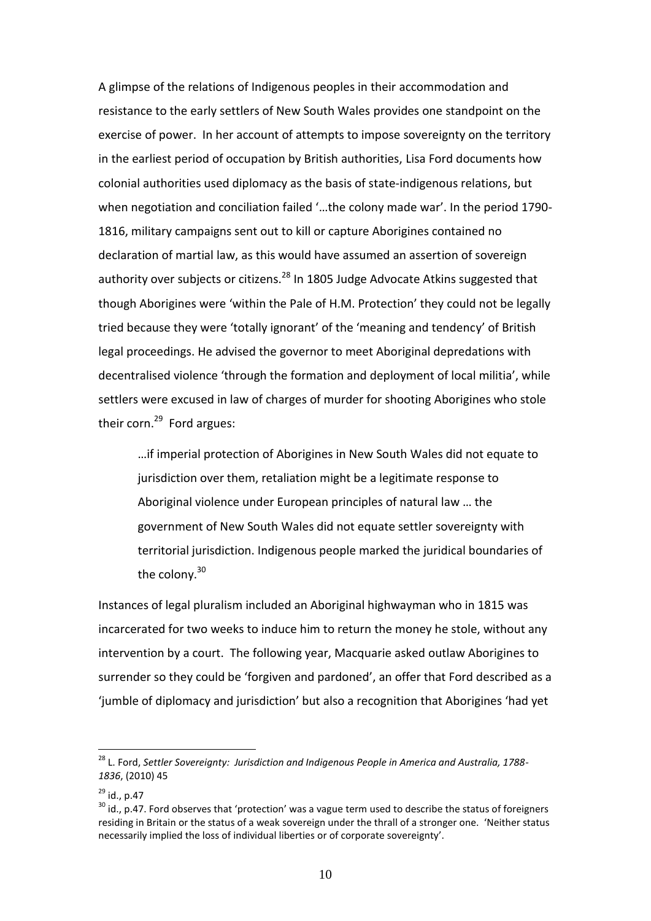A glimpse of the relations of Indigenous peoples in their accommodation and resistance to the early settlers of New South Wales provides one standpoint on the exercise of power. In her account of attempts to impose sovereignty on the territory in the earliest period of occupation by British authorities, Lisa Ford documents how colonial authorities used diplomacy as the basis of state-indigenous relations, but when negotiation and conciliation failed '…the colony made war'. In the period 1790-1816, military campaigns sent out to kill or capture Aborigines contained no declaration of martial law, as this would have assumed an assertion of sovereign authority over subjects or citizens.[28] In 1805 Judge Advocate Atkins suggested that though Aborigines were 'within the Pale of H.M. Protection' they could not be legally tried because they were 'totally ignorant' of the 'meaning and tendency' of British legal proceedings. He advised the governor to meet Aboriginal depredations with decentralised violence 'through the formation and deployment of local militia', while settlers were excused in law of charges of murder for shooting Aborigines who stole their corn.[29] Ford argues:

> …if imperial protection of Aborigines in New South Wales did not equate to jurisdiction over them, retaliation might be a legitimate response to Aboriginal violence under European principles of natural law … the government of New South Wales did not equate settler sovereignty with territorial jurisdiction. Indigenous people marked the juridical boundaries of the colony.[30]

Instances of legal pluralism included an Aboriginal highwayman who in 1815 was incarcerated for two weeks to induce him to return the money he stole, without any intervention by a court. The following year, Macquarie asked outlaw Aborigines to surrender so they could be 'forgiven and pardoned', an offer that Ford described as a 'jumble of diplomacy and jurisdiction' but also a recognition that Aborigines 'had yet

---

[28] L. Ford, *Settler Sovereignty: Jurisdiction and Indigenous People in America and Australia, 1788-1836*, (2010) 45

[29] id., p.47

[30] id., p.47. Ford observes that 'protection' was a vague term used to describe the status of foreigners residing in Britain or the status of a weak sovereign under the thrall of a stronger one. 'Neither status necessarily implied the loss of individual liberties or of corporate sovereignty'.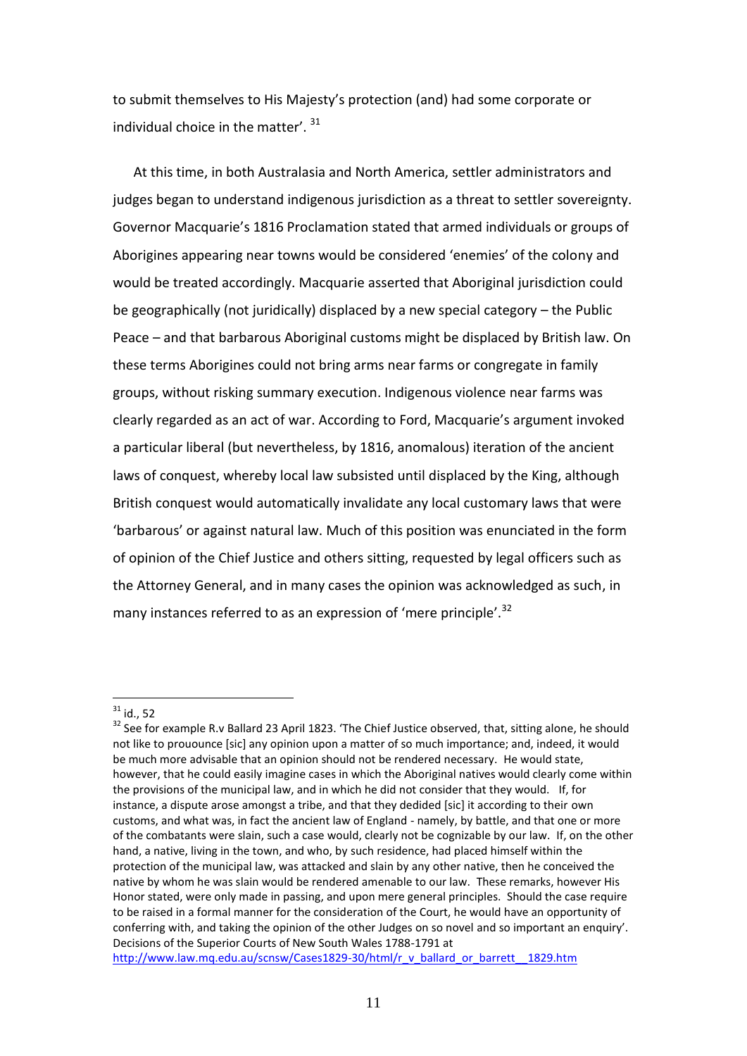to submit themselves to His Majesty's protection (and) had some corporate or individual choice in the matter'. [31]

At this time, in both Australasia and North America, settler administrators and judges began to understand indigenous jurisdiction as a threat to settler sovereignty. Governor Macquarie's 1816 Proclamation stated that armed individuals or groups of Aborigines appearing near towns would be considered 'enemies' of the colony and would be treated accordingly. Macquarie asserted that Aboriginal jurisdiction could be geographically (not juridically) displaced by a new special category – the Public Peace – and that barbarous Aboriginal customs might be displaced by British law. On these terms Aborigines could not bring arms near farms or congregate in family groups, without risking summary execution. Indigenous violence near farms was clearly regarded as an act of war. According to Ford, Macquarie's argument invoked a particular liberal (but nevertheless, by 1816, anomalous) iteration of the ancient laws of conquest, whereby local law subsisted until displaced by the King, although British conquest would automatically invalidate any local customary laws that were 'barbarous' or against natural law. Much of this position was enunciated in the form of opinion of the Chief Justice and others sitting, requested by legal officers such as the Attorney General, and in many cases the opinion was acknowledged as such, in many instances referred to as an expression of 'mere principle'.[32]

---

[31] id., 52

[32] See for example R.v Ballard 23 April 1823. 'The Chief Justice observed, that, sitting alone, he should not like to prouounce [sic] any opinion upon a matter of so much importance; and, indeed, it would be much more advisable that an opinion should not be rendered necessary. He would state, however, that he could easily imagine cases in which the Aboriginal natives would clearly come within the provisions of the municipal law, and in which he did not consider that they would. If, for instance, a dispute arose amongst a tribe, and that they dedided [sic] it according to their own customs, and what was, in fact the ancient law of England - namely, by battle, and that one or more of the combatants were slain, such a case would, clearly not be cognizable by our law. If, on the other hand, a native, living in the town, and who, by such residence, had placed himself within the protection of the municipal law, was attacked and slain by any other native, then he conceived the native by whom he was slain would be rendered amenable to our law. These remarks, however His Honor stated, were only made in passing, and upon mere general principles. Should the case require to be raised in a formal manner for the consideration of the Court, he would have an opportunity of conferring with, and taking the opinion of the other Judges on so novel and so important an enquiry'. Decisions of the Superior Courts of New South Wales 1788-1791 at http://www.law.mq.edu.au/scnsw/Cases1829-30/html/r_v_ballard_or_barrett__1829.htm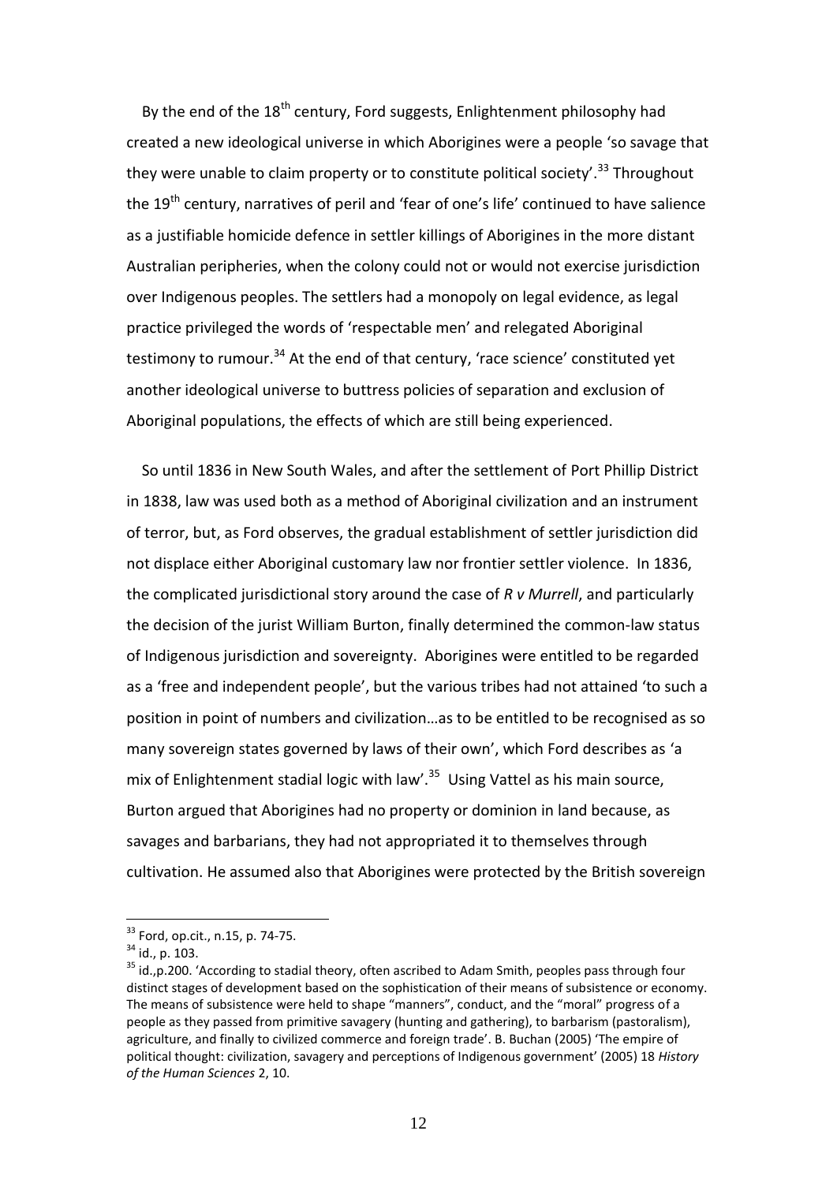By the end of the 18th century, Ford suggests, Enlightenment philosophy had created a new ideological universe in which Aborigines were a people 'so savage that they were unable to claim property or to constitute political society'.[33] Throughout the 19th century, narratives of peril and 'fear of one's life' continued to have salience as a justifiable homicide defence in settler killings of Aborigines in the more distant Australian peripheries, when the colony could not or would not exercise jurisdiction over Indigenous peoples. The settlers had a monopoly on legal evidence, as legal practice privileged the words of 'respectable men' and relegated Aboriginal testimony to rumour.[34] At the end of that century, 'race science' constituted yet another ideological universe to buttress policies of separation and exclusion of Aboriginal populations, the effects of which are still being experienced.

So until 1836 in New South Wales, and after the settlement of Port Phillip District in 1838, law was used both as a method of Aboriginal civilization and an instrument of terror, but, as Ford observes, the gradual establishment of settler jurisdiction did not displace either Aboriginal customary law nor frontier settler violence. In 1836, the complicated jurisdictional story around the case of *R v Murrell*, and particularly the decision of the jurist William Burton, finally determined the common-law status of Indigenous jurisdiction and sovereignty. Aborigines were entitled to be regarded as a 'free and independent people', but the various tribes had not attained 'to such a position in point of numbers and civilization…as to be entitled to be recognised as so many sovereign states governed by laws of their own', which Ford describes as 'a mix of Enlightenment stadial logic with law'.[35] Using Vattel as his main source, Burton argued that Aborigines had no property or dominion in land because, as savages and barbarians, they had not appropriated it to themselves through cultivation. He assumed also that Aborigines were protected by the British sovereign

---

[33] Ford, op.cit., n.15, p. 74-75.

[34] id., p. 103.

[35] id.,p.200. 'According to stadial theory, often ascribed to Adam Smith, peoples pass through four distinct stages of development based on the sophistication of their means of subsistence or economy. The means of subsistence were held to shape "manners", conduct, and the "moral" progress of a people as they passed from primitive savagery (hunting and gathering), to barbarism (pastoralism), agriculture, and finally to civilized commerce and foreign trade'. B. Buchan (2005) 'The empire of political thought: civilization, savagery and perceptions of Indigenous government' (2005) 18 *History of the Human Sciences* 2, 10.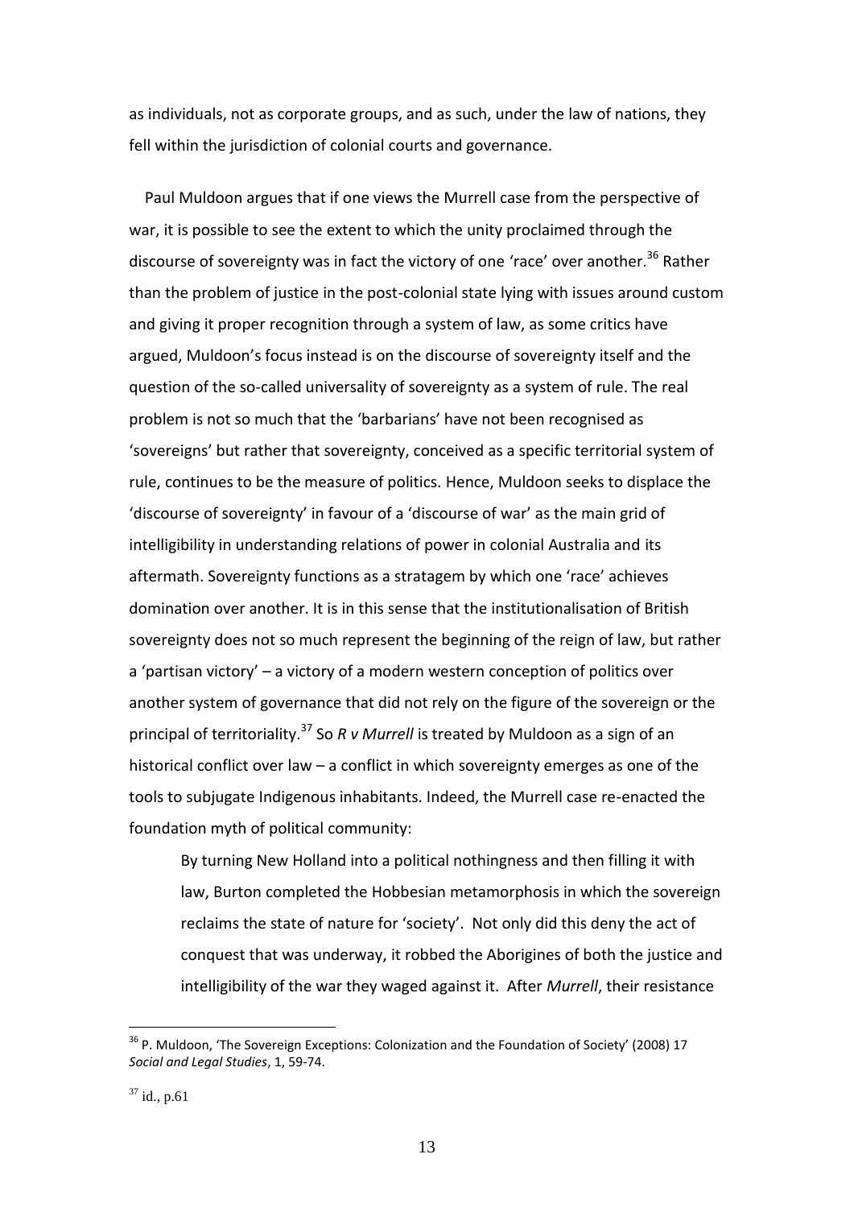as individuals, not as corporate groups, and as such, under the law of nations, they fell within the jurisdiction of colonial courts and governance.

Paul Muldoon argues that if one views the Murrell case from the perspective of war, it is possible to see the extent to which the unity proclaimed through the discourse of sovereignty was in fact the victory of one 'race' over another.[36] Rather than the problem of justice in the post-colonial state lying with issues around custom and giving it proper recognition through a system of law, as some critics have argued, Muldoon's focus instead is on the discourse of sovereignty itself and the question of the so-called universality of sovereignty as a system of rule. The real problem is not so much that the 'barbarians' have not been recognised as 'sovereigns' but rather that sovereignty, conceived as a specific territorial system of rule, continues to be the measure of politics. Hence, Muldoon seeks to displace the 'discourse of sovereignty' in favour of a 'discourse of war' as the main grid of intelligibility in understanding relations of power in colonial Australia and its aftermath. Sovereignty functions as a stratagem by which one 'race' achieves domination over another. It is in this sense that the institutionalisation of British sovereignty does not so much represent the beginning of the reign of law, but rather a 'partisan victory' – a victory of a modern western conception of politics over another system of governance that did not rely on the figure of the sovereign or the principal of territoriality.[37] So *R v Murrell* is treated by Muldoon as a sign of an historical conflict over law – a conflict in which sovereignty emerges as one of the tools to subjugate Indigenous inhabitants. Indeed, the Murrell case re-enacted the foundation myth of political community:

> By turning New Holland into a political nothingness and then filling it with law, Burton completed the Hobbesian metamorphosis in which the sovereign reclaims the state of nature for 'society'. Not only did this deny the act of conquest that was underway, it robbed the Aborigines of both the justice and intelligibility of the war they waged against it. After *Murrell*, their resistance

[36] P. Muldoon, 'The Sovereign Exceptions: Colonization and the Foundation of Society' (2008) 17 *Social and Legal Studies*, 1, 59-74.

[37] id., p.61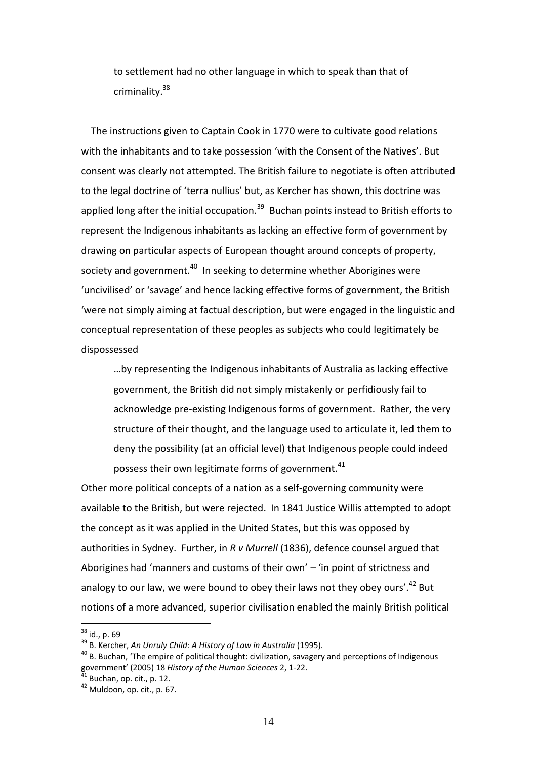> to settlement had no other language in which to speak than that of criminality.[38]

The instructions given to Captain Cook in 1770 were to cultivate good relations with the inhabitants and to take possession 'with the Consent of the Natives'. But consent was clearly not attempted. The British failure to negotiate is often attributed to the legal doctrine of 'terra nullius' but, as Kercher has shown, this doctrine was applied long after the initial occupation.[39] Buchan points instead to British efforts to represent the Indigenous inhabitants as lacking an effective form of government by drawing on particular aspects of European thought around concepts of property, society and government.[40] In seeking to determine whether Aborigines were 'uncivilised' or 'savage' and hence lacking effective forms of government, the British 'were not simply aiming at factual description, but were engaged in the linguistic and conceptual representation of these peoples as subjects who could legitimately be dispossessed

> …by representing the Indigenous inhabitants of Australia as lacking effective government, the British did not simply mistakenly or perfidiously fail to acknowledge pre-existing Indigenous forms of government. Rather, the very structure of their thought, and the language used to articulate it, led them to deny the possibility (at an official level) that Indigenous people could indeed possess their own legitimate forms of government.[41]

Other more political concepts of a nation as a self-governing community were available to the British, but were rejected. In 1841 Justice Willis attempted to adopt the concept as it was applied in the United States, but this was opposed by authorities in Sydney. Further, in *R v Murrell* (1836), defence counsel argued that Aborigines had 'manners and customs of their own' – 'in point of strictness and analogy to our law, we were bound to obey their laws not they obey ours'.[42] But notions of a more advanced, superior civilisation enabled the mainly British political

---

[38] id., p. 69

[39] B. Kercher, *An Unruly Child: A History of Law in Australia* (1995).

[40] B. Buchan, 'The empire of political thought: civilization, savagery and perceptions of Indigenous government' (2005) 18 *History of the Human Sciences* 2, 1-22.

[41] Buchan, op. cit., p. 12.

[42] Muldoon, op. cit., p. 67.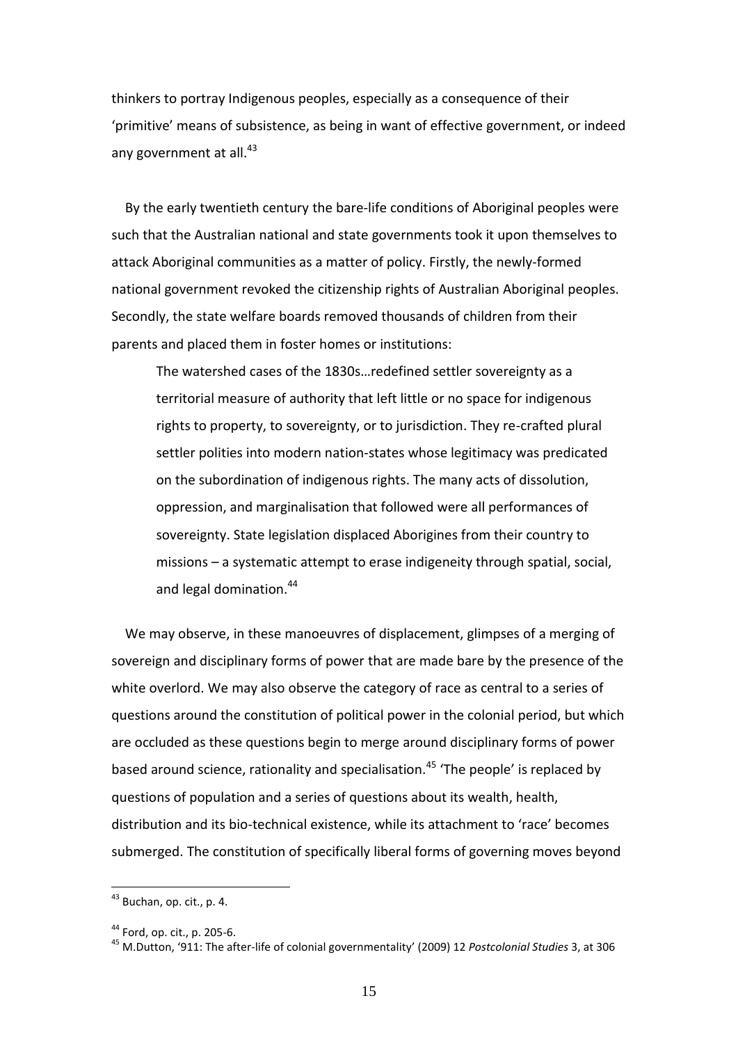thinkers to portray Indigenous peoples, especially as a consequence of their 'primitive' means of subsistence, as being in want of effective government, or indeed any government at all.[43]

By the early twentieth century the bare-life conditions of Aboriginal peoples were such that the Australian national and state governments took it upon themselves to attack Aboriginal communities as a matter of policy. Firstly, the newly-formed national government revoked the citizenship rights of Australian Aboriginal peoples. Secondly, the state welfare boards removed thousands of children from their parents and placed them in foster homes or institutions:

> The watershed cases of the 1830s…redefined settler sovereignty as a territorial measure of authority that left little or no space for indigenous rights to property, to sovereignty, or to jurisdiction. They re-crafted plural settler polities into modern nation-states whose legitimacy was predicated on the subordination of indigenous rights. The many acts of dissolution, oppression, and marginalisation that followed were all performances of sovereignty. State legislation displaced Aborigines from their country to missions – a systematic attempt to erase indigeneity through spatial, social, and legal domination.[44]

We may observe, in these manoeuvres of displacement, glimpses of a merging of sovereign and disciplinary forms of power that are made bare by the presence of the white overlord. We may also observe the category of race as central to a series of questions around the constitution of political power in the colonial period, but which are occluded as these questions begin to merge around disciplinary forms of power based around science, rationality and specialisation.[45] 'The people' is replaced by questions of population and a series of questions about its wealth, health, distribution and its bio-technical existence, while its attachment to 'race' becomes submerged. The constitution of specifically liberal forms of governing moves beyond

---

[43] Buchan, op. cit., p. 4.

[44] Ford, op. cit., p. 205-6.

[45] M.Dutton, '911: The after-life of colonial governmentality' (2009) 12 *Postcolonial Studies* 3, at 306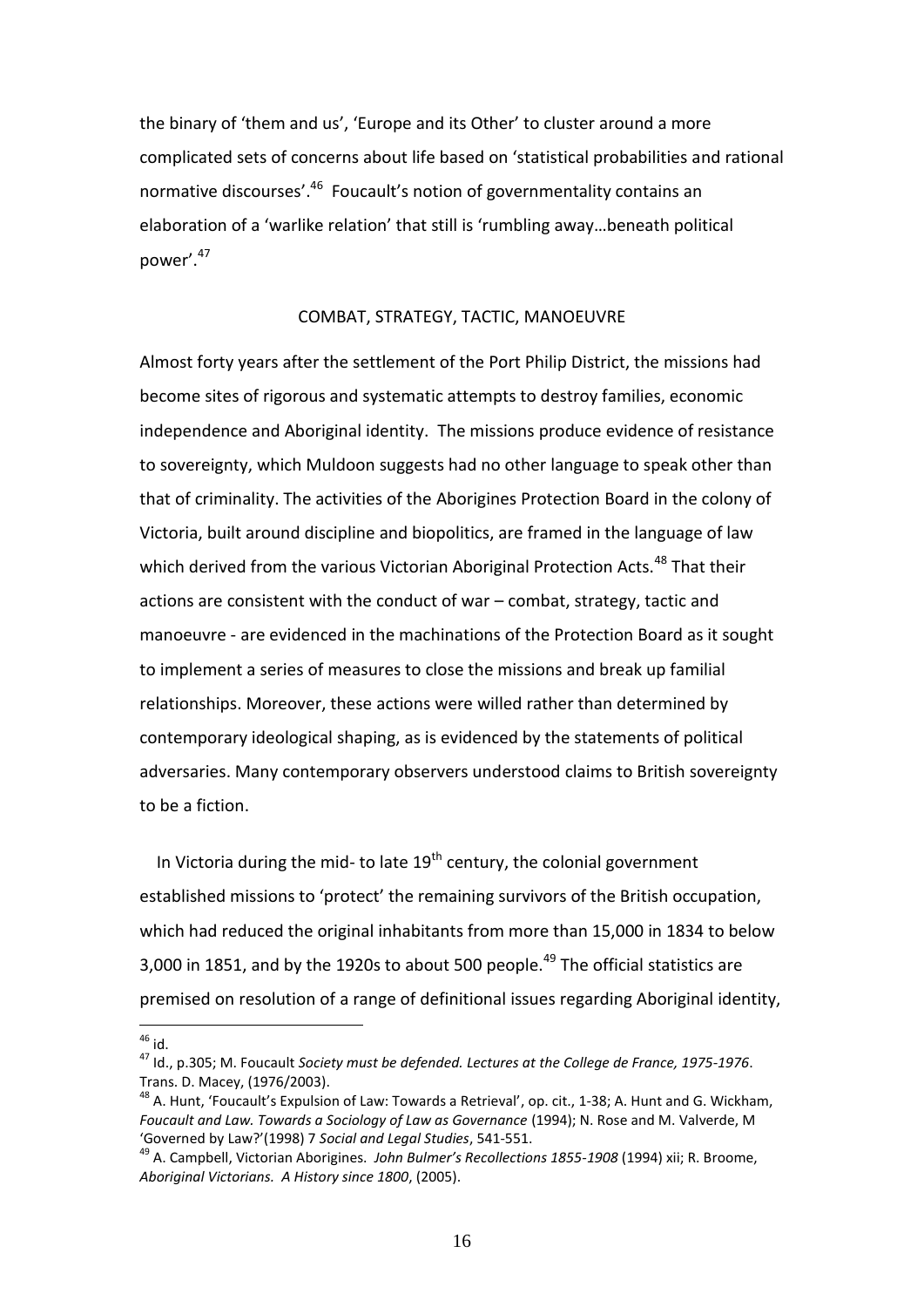the binary of 'them and us', 'Europe and its Other' to cluster around a more complicated sets of concerns about life based on 'statistical probabilities and rational normative discourses'.[46] Foucault's notion of governmentality contains an elaboration of a 'warlike relation' that still is 'rumbling away…beneath political power'.[47]

## COMBAT, STRATEGY, TACTIC, MANOEUVRE

Almost forty years after the settlement of the Port Philip District, the missions had become sites of rigorous and systematic attempts to destroy families, economic independence and Aboriginal identity. The missions produce evidence of resistance to sovereignty, which Muldoon suggests had no other language to speak other than that of criminality. The activities of the Aborigines Protection Board in the colony of Victoria, built around discipline and biopolitics, are framed in the language of law which derived from the various Victorian Aboriginal Protection Acts.[48] That their actions are consistent with the conduct of war – combat, strategy, tactic and manoeuvre - are evidenced in the machinations of the Protection Board as it sought to implement a series of measures to close the missions and break up familial relationships. Moreover, these actions were willed rather than determined by contemporary ideological shaping, as is evidenced by the statements of political adversaries. Many contemporary observers understood claims to British sovereignty to be a fiction.

In Victoria during the mid- to late 19th century, the colonial government established missions to 'protect' the remaining survivors of the British occupation, which had reduced the original inhabitants from more than 15,000 in 1834 to below 3,000 in 1851, and by the 1920s to about 500 people.[49] The official statistics are premised on resolution of a range of definitional issues regarding Aboriginal identity,

---

[46] id.

[47] Id., p.305; M. Foucault *Society must be defended. Lectures at the College de France, 1975-1976*. Trans. D. Macey, (1976/2003).

[48] A. Hunt, 'Foucault's Expulsion of Law: Towards a Retrieval', op. cit., 1-38; A. Hunt and G. Wickham, *Foucault and Law. Towards a Sociology of Law as Governance* (1994); N. Rose and M. Valverde, M 'Governed by Law?'(1998) 7 *Social and Legal Studies*, 541-551.

[49] A. Campbell, Victorian Aborigines. *John Bulmer's Recollections 1855-1908* (1994) xii; R. Broome, *Aboriginal Victorians. A History since 1800*, (2005).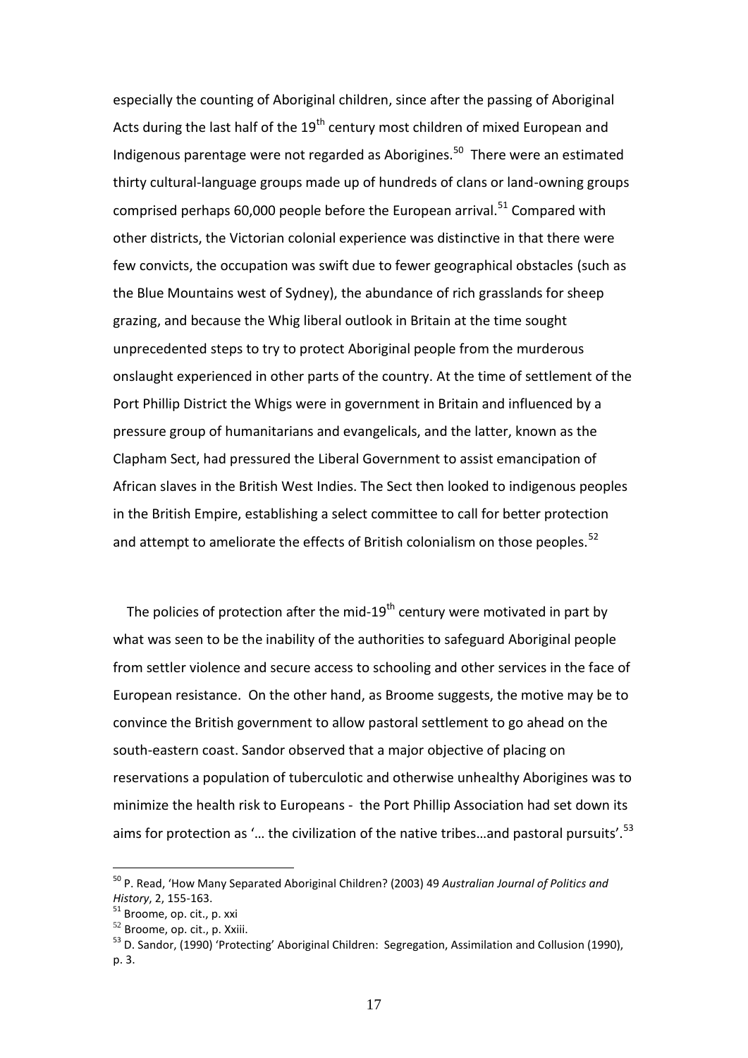especially the counting of Aboriginal children, since after the passing of Aboriginal Acts during the last half of the 19th century most children of mixed European and Indigenous parentage were not regarded as Aborigines.[50] There were an estimated thirty cultural-language groups made up of hundreds of clans or land-owning groups comprised perhaps 60,000 people before the European arrival.[51] Compared with other districts, the Victorian colonial experience was distinctive in that there were few convicts, the occupation was swift due to fewer geographical obstacles (such as the Blue Mountains west of Sydney), the abundance of rich grasslands for sheep grazing, and because the Whig liberal outlook in Britain at the time sought unprecedented steps to try to protect Aboriginal people from the murderous onslaught experienced in other parts of the country. At the time of settlement of the Port Phillip District the Whigs were in government in Britain and influenced by a pressure group of humanitarians and evangelicals, and the latter, known as the Clapham Sect, had pressured the Liberal Government to assist emancipation of African slaves in the British West Indies. The Sect then looked to indigenous peoples in the British Empire, establishing a select committee to call for better protection and attempt to ameliorate the effects of British colonialism on those peoples.[52]

The policies of protection after the mid-19th century were motivated in part by what was seen to be the inability of the authorities to safeguard Aboriginal people from settler violence and secure access to schooling and other services in the face of European resistance. On the other hand, as Broome suggests, the motive may be to convince the British government to allow pastoral settlement to go ahead on the south-eastern coast. Sandor observed that a major objective of placing on reservations a population of tuberculotic and otherwise unhealthy Aborigines was to minimize the health risk to Europeans - the Port Phillip Association had set down its aims for protection as '… the civilization of the native tribes…and pastoral pursuits'.[53]

---

[50] P. Read, 'How Many Separated Aboriginal Children? (2003) 49 *Australian Journal of Politics and History*, 2, 155-163.

[51] Broome, op. cit., p. xxi

[52] Broome, op. cit., p. Xxiii.

[53] D. Sandor, (1990) 'Protecting' Aboriginal Children: Segregation, Assimilation and Collusion (1990), p. 3.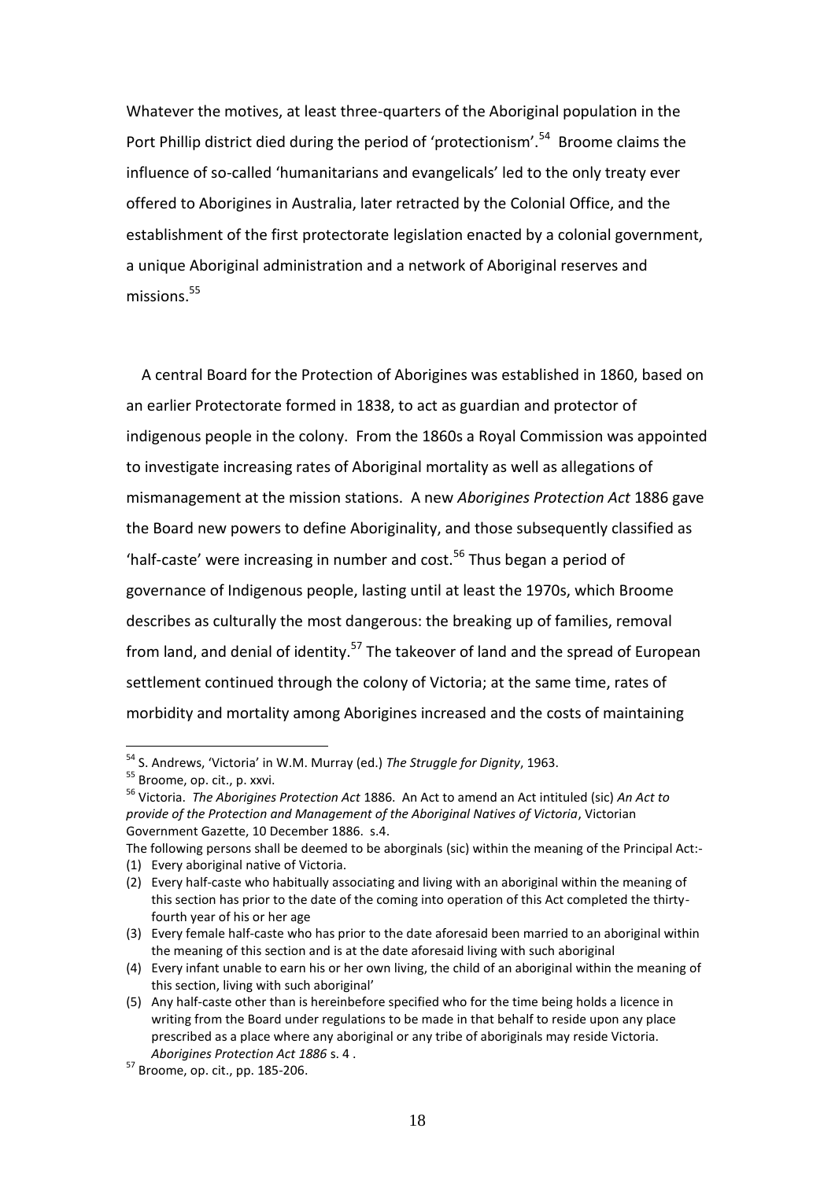Whatever the motives, at least three-quarters of the Aboriginal population in the Port Phillip district died during the period of 'protectionism'.[54] Broome claims the influence of so-called 'humanitarians and evangelicals' led to the only treaty ever offered to Aborigines in Australia, later retracted by the Colonial Office, and the establishment of the first protectorate legislation enacted by a colonial government, a unique Aboriginal administration and a network of Aboriginal reserves and missions.[55]

A central Board for the Protection of Aborigines was established in 1860, based on an earlier Protectorate formed in 1838, to act as guardian and protector of indigenous people in the colony. From the 1860s a Royal Commission was appointed to investigate increasing rates of Aboriginal mortality as well as allegations of mismanagement at the mission stations. A new *Aborigines Protection Act* 1886 gave the Board new powers to define Aboriginality, and those subsequently classified as 'half-caste' were increasing in number and cost.[56] Thus began a period of governance of Indigenous people, lasting until at least the 1970s, which Broome describes as culturally the most dangerous: the breaking up of families, removal from land, and denial of identity.[57] The takeover of land and the spread of European settlement continued through the colony of Victoria; at the same time, rates of morbidity and mortality among Aborigines increased and the costs of maintaining

---

[54] S. Andrews, 'Victoria' in W.M. Murray (ed.) *The Struggle for Dignity*, 1963.

[55] Broome, op. cit., p. xxvi.

[56] Victoria. *The Aborigines Protection Act* 1886. An Act to amend an Act intituled (sic) *An Act to provide of the Protection and Management of the Aboriginal Natives of Victoria*, Victorian Government Gazette, 10 December 1886. s.4.

The following persons shall be deemed to be aborginals (sic) within the meaning of the Principal Act:-

(1) Every aboriginal native of Victoria.
(2) Every half-caste who habitually associating and living with an aboriginal within the meaning of this section has prior to the date of the coming into operation of this Act completed the thirty-fourth year of his or her age
(3) Every female half-caste who has prior to the date aforesaid been married to an aboriginal within the meaning of this section and is at the date aforesaid living with such aboriginal
(4) Every infant unable to earn his or her own living, the child of an aboriginal within the meaning of this section, living with such aboriginal'
(5) Any half-caste other than is hereinbefore specified who for the time being holds a licence in writing from the Board under regulations to be made in that behalf to reside upon any place prescribed as a place where any aboriginal or any tribe of aboriginals may reside Victoria. *Aborigines Protection Act 1886* s. 4 .

[57] Broome, op. cit., pp. 185-206.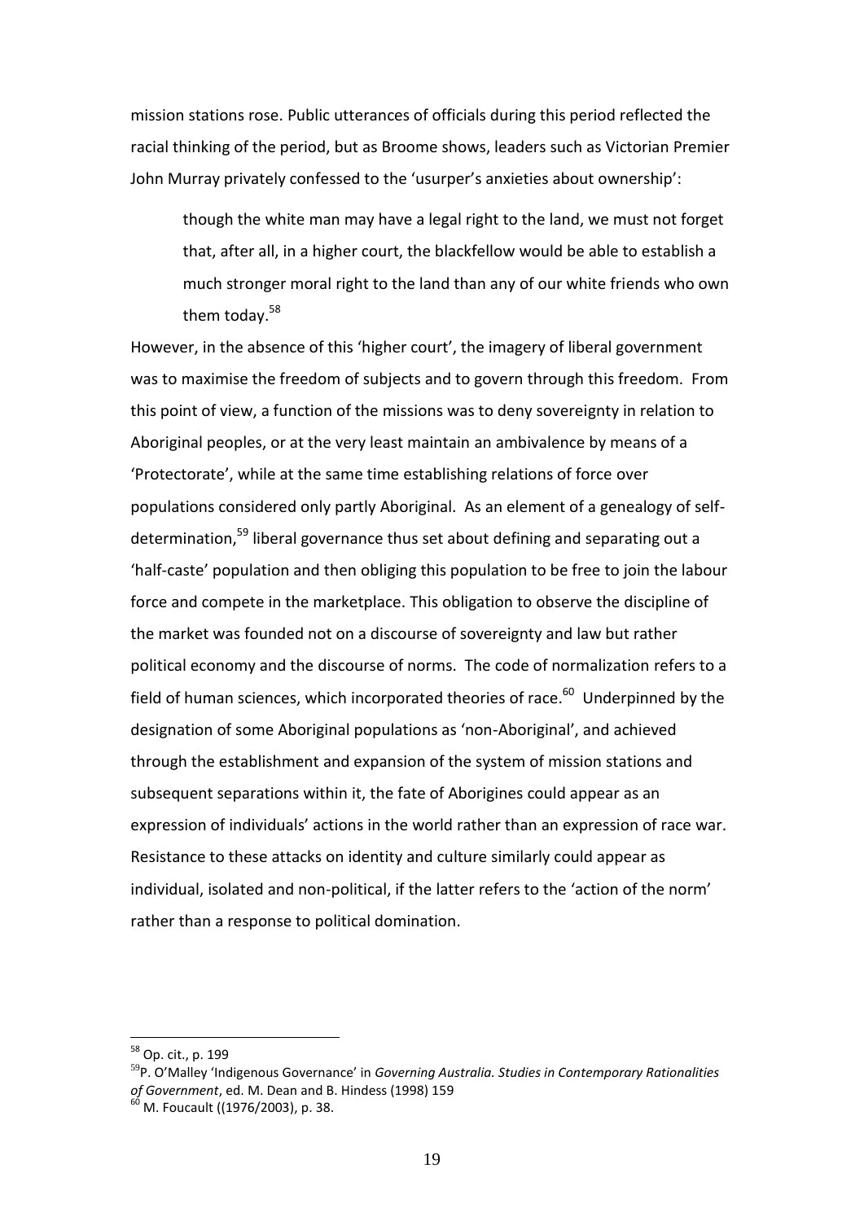mission stations rose. Public utterances of officials during this period reflected the racial thinking of the period, but as Broome shows, leaders such as Victorian Premier John Murray privately confessed to the 'usurper's anxieties about ownership':

> though the white man may have a legal right to the land, we must not forget that, after all, in a higher court, the blackfellow would be able to establish a much stronger moral right to the land than any of our white friends who own them today.[58]

However, in the absence of this 'higher court', the imagery of liberal government was to maximise the freedom of subjects and to govern through this freedom. From this point of view, a function of the missions was to deny sovereignty in relation to Aboriginal peoples, or at the very least maintain an ambivalence by means of a 'Protectorate', while at the same time establishing relations of force over populations considered only partly Aboriginal. As an element of a genealogy of self-determination,[59] liberal governance thus set about defining and separating out a 'half-caste' population and then obliging this population to be free to join the labour force and compete in the marketplace. This obligation to observe the discipline of the market was founded not on a discourse of sovereignty and law but rather political economy and the discourse of norms. The code of normalization refers to a field of human sciences, which incorporated theories of race.[60] Underpinned by the designation of some Aboriginal populations as 'non-Aboriginal', and achieved through the establishment and expansion of the system of mission stations and subsequent separations within it, the fate of Aborigines could appear as an expression of individuals' actions in the world rather than an expression of race war. Resistance to these attacks on identity and culture similarly could appear as individual, isolated and non-political, if the latter refers to the 'action of the norm' rather than a response to political domination.

---

[58] Op. cit., p. 199

[59] P. O'Malley 'Indigenous Governance' in *Governing Australia. Studies in Contemporary Rationalities of Government*, ed. M. Dean and B. Hindess (1998) 159

[60] M. Foucault ((1976/2003), p. 38.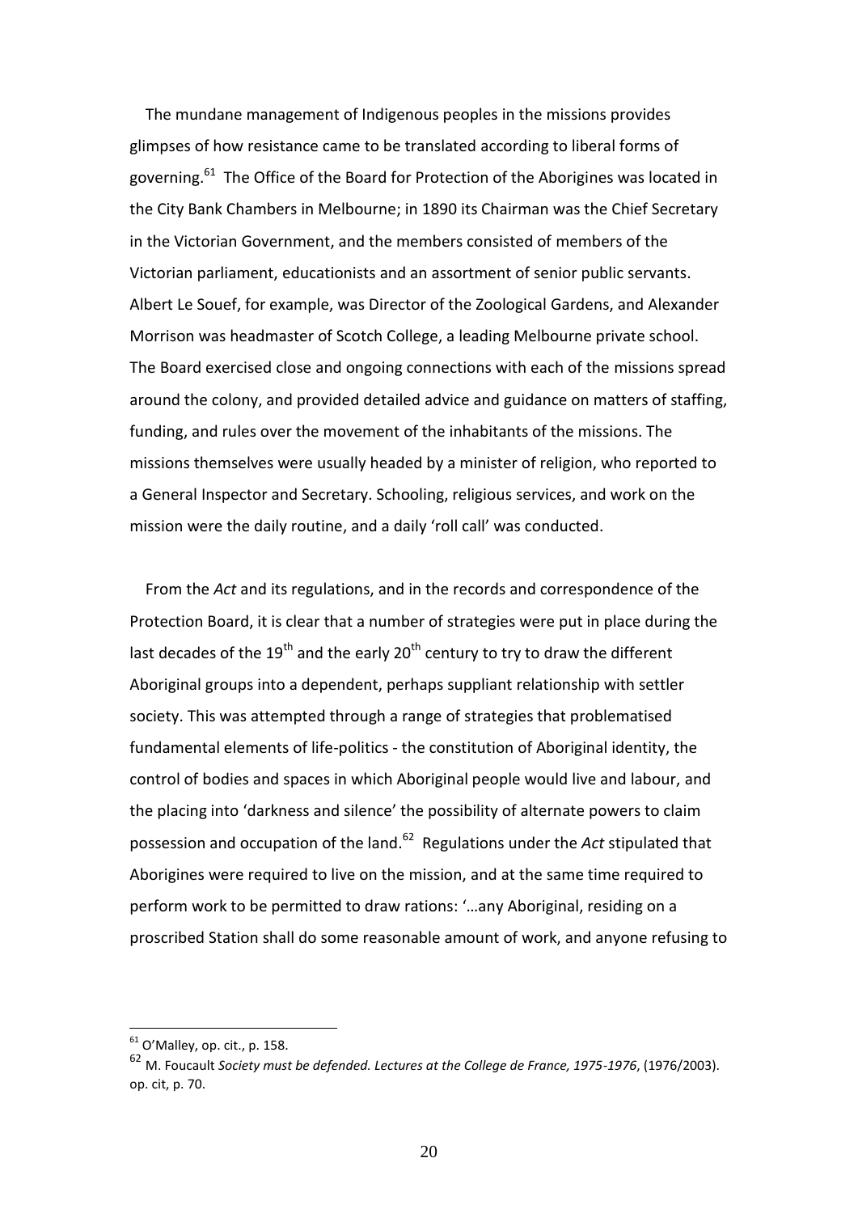The mundane management of Indigenous peoples in the missions provides glimpses of how resistance came to be translated according to liberal forms of governing.[61] The Office of the Board for Protection of the Aborigines was located in the City Bank Chambers in Melbourne; in 1890 its Chairman was the Chief Secretary in the Victorian Government, and the members consisted of members of the Victorian parliament, educationists and an assortment of senior public servants. Albert Le Souef, for example, was Director of the Zoological Gardens, and Alexander Morrison was headmaster of Scotch College, a leading Melbourne private school. The Board exercised close and ongoing connections with each of the missions spread around the colony, and provided detailed advice and guidance on matters of staffing, funding, and rules over the movement of the inhabitants of the missions. The missions themselves were usually headed by a minister of religion, who reported to a General Inspector and Secretary. Schooling, religious services, and work on the mission were the daily routine, and a daily 'roll call' was conducted.

From the *Act* and its regulations, and in the records and correspondence of the Protection Board, it is clear that a number of strategies were put in place during the last decades of the 19th and the early 20th century to try to draw the different Aboriginal groups into a dependent, perhaps suppliant relationship with settler society. This was attempted through a range of strategies that problematised fundamental elements of life-politics - the constitution of Aboriginal identity, the control of bodies and spaces in which Aboriginal people would live and labour, and the placing into 'darkness and silence' the possibility of alternate powers to claim possession and occupation of the land.[62] Regulations under the *Act* stipulated that Aborigines were required to live on the mission, and at the same time required to perform work to be permitted to draw rations: '…any Aboriginal, residing on a proscribed Station shall do some reasonable amount of work, and anyone refusing to

---

[61] O'Malley, op. cit., p. 158.

[62] M. Foucault *Society must be defended. Lectures at the College de France, 1975-1976*, (1976/2003). op. cit, p. 70.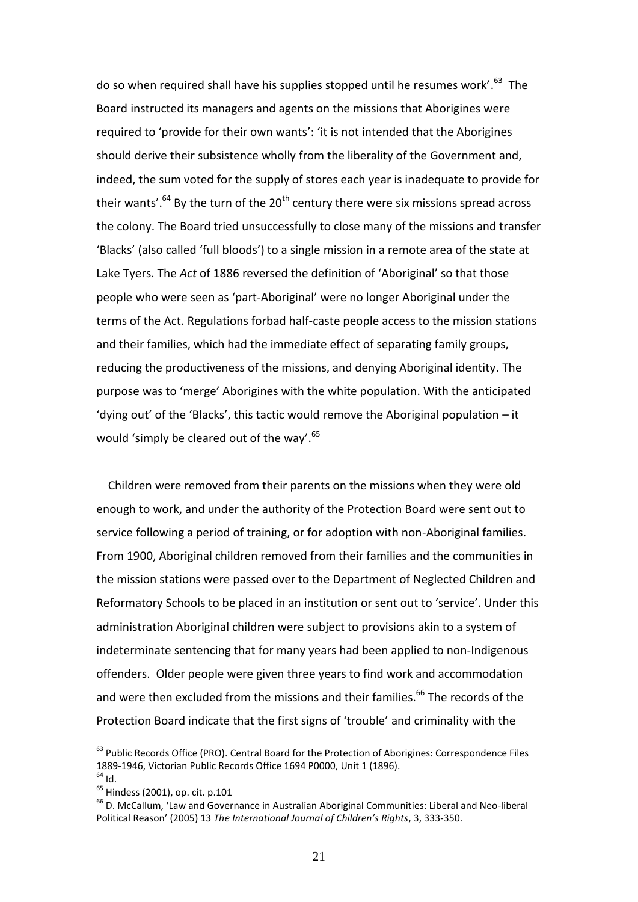do so when required shall have his supplies stopped until he resumes work'.[63] The Board instructed its managers and agents on the missions that Aborigines were required to 'provide for their own wants': 'it is not intended that the Aborigines should derive their subsistence wholly from the liberality of the Government and, indeed, the sum voted for the supply of stores each year is inadequate to provide for their wants'.[64] By the turn of the 20th century there were six missions spread across the colony. The Board tried unsuccessfully to close many of the missions and transfer 'Blacks' (also called 'full bloods') to a single mission in a remote area of the state at Lake Tyers. The *Act* of 1886 reversed the definition of 'Aboriginal' so that those people who were seen as 'part-Aboriginal' were no longer Aboriginal under the terms of the Act. Regulations forbad half-caste people access to the mission stations and their families, which had the immediate effect of separating family groups, reducing the productiveness of the missions, and denying Aboriginal identity. The purpose was to 'merge' Aborigines with the white population. With the anticipated 'dying out' of the 'Blacks', this tactic would remove the Aboriginal population – it would 'simply be cleared out of the way'.[65]

Children were removed from their parents on the missions when they were old enough to work, and under the authority of the Protection Board were sent out to service following a period of training, or for adoption with non-Aboriginal families. From 1900, Aboriginal children removed from their families and the communities in the mission stations were passed over to the Department of Neglected Children and Reformatory Schools to be placed in an institution or sent out to 'service'. Under this administration Aboriginal children were subject to provisions akin to a system of indeterminate sentencing that for many years had been applied to non-Indigenous offenders. Older people were given three years to find work and accommodation and were then excluded from the missions and their families.[66] The records of the Protection Board indicate that the first signs of 'trouble' and criminality with the

---

[63] Public Records Office (PRO). Central Board for the Protection of Aborigines: Correspondence Files 1889-1946, Victorian Public Records Office 1694 P0000, Unit 1 (1896).

[64] Id.

[65] Hindess (2001), op. cit. p.101

[66] D. McCallum, 'Law and Governance in Australian Aboriginal Communities: Liberal and Neo-liberal Political Reason' (2005) 13 *The International Journal of Children's Rights*, 3, 333-350.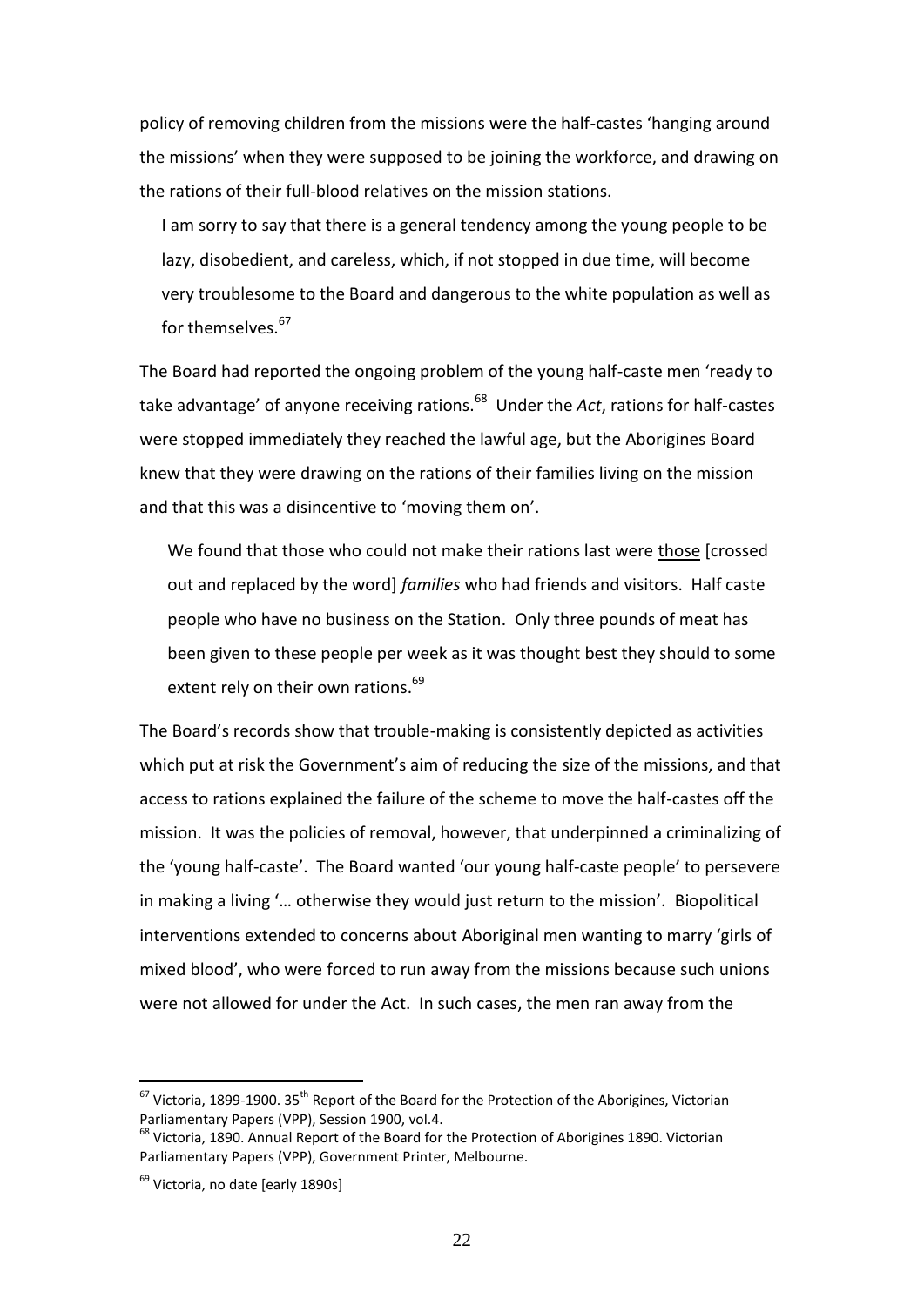policy of removing children from the missions were the half-castes 'hanging around the missions' when they were supposed to be joining the workforce, and drawing on the rations of their full-blood relatives on the mission stations.

> I am sorry to say that there is a general tendency among the young people to be lazy, disobedient, and careless, which, if not stopped in due time, will become very troublesome to the Board and dangerous to the white population as well as for themselves.[67]

The Board had reported the ongoing problem of the young half-caste men 'ready to take advantage' of anyone receiving rations.[68] Under the *Act*, rations for half-castes were stopped immediately they reached the lawful age, but the Aborigines Board knew that they were drawing on the rations of their families living on the mission and that this was a disincentive to 'moving them on'.

> We found that those who could not make their rations last were <u>those</u> [crossed out and replaced by the word] *families* who had friends and visitors. Half caste people who have no business on the Station. Only three pounds of meat has been given to these people per week as it was thought best they should to some extent rely on their own rations.[69]

The Board's records show that trouble-making is consistently depicted as activities which put at risk the Government's aim of reducing the size of the missions, and that access to rations explained the failure of the scheme to move the half-castes off the mission. It was the policies of removal, however, that underpinned a criminalizing of the 'young half-caste'. The Board wanted 'our young half-caste people' to persevere in making a living '… otherwise they would just return to the mission'. Biopolitical interventions extended to concerns about Aboriginal men wanting to marry 'girls of mixed blood', who were forced to run away from the missions because such unions were not allowed for under the Act. In such cases, the men ran away from the

---

[67] Victoria, 1899-1900. 35th Report of the Board for the Protection of the Aborigines, Victorian Parliamentary Papers (VPP), Session 1900, vol.4.

[68] Victoria, 1890. Annual Report of the Board for the Protection of Aborigines 1890. Victorian Parliamentary Papers (VPP), Government Printer, Melbourne.

[69] Victoria, no date [early 1890s]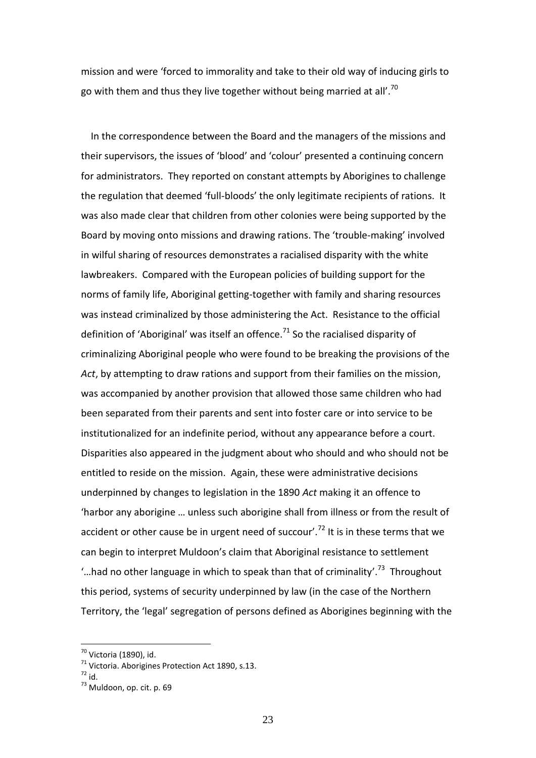mission and were 'forced to immorality and take to their old way of inducing girls to go with them and thus they live together without being married at all'.[70]

In the correspondence between the Board and the managers of the missions and their supervisors, the issues of 'blood' and 'colour' presented a continuing concern for administrators. They reported on constant attempts by Aborigines to challenge the regulation that deemed 'full-bloods' the only legitimate recipients of rations. It was also made clear that children from other colonies were being supported by the Board by moving onto missions and drawing rations. The 'trouble-making' involved in wilful sharing of resources demonstrates a racialised disparity with the white lawbreakers. Compared with the European policies of building support for the norms of family life, Aboriginal getting-together with family and sharing resources was instead criminalized by those administering the Act. Resistance to the official definition of 'Aboriginal' was itself an offence.[71] So the racialised disparity of criminalizing Aboriginal people who were found to be breaking the provisions of the *Act*, by attempting to draw rations and support from their families on the mission, was accompanied by another provision that allowed those same children who had been separated from their parents and sent into foster care or into service to be institutionalized for an indefinite period, without any appearance before a court. Disparities also appeared in the judgment about who should and who should not be entitled to reside on the mission. Again, these were administrative decisions underpinned by changes to legislation in the 1890 *Act* making it an offence to 'harbor any aborigine … unless such aborigine shall from illness or from the result of accident or other cause be in urgent need of succour'.[72] It is in these terms that we can begin to interpret Muldoon's claim that Aboriginal resistance to settlement '…had no other language in which to speak than that of criminality'.[73] Throughout this period, systems of security underpinned by law (in the case of the Northern Territory, the 'legal' segregation of persons defined as Aborigines beginning with the

---

[70] Victoria (1890), id.

[71] Victoria. Aborigines Protection Act 1890, s.13.

[72] id.

[73] Muldoon, op. cit. p. 69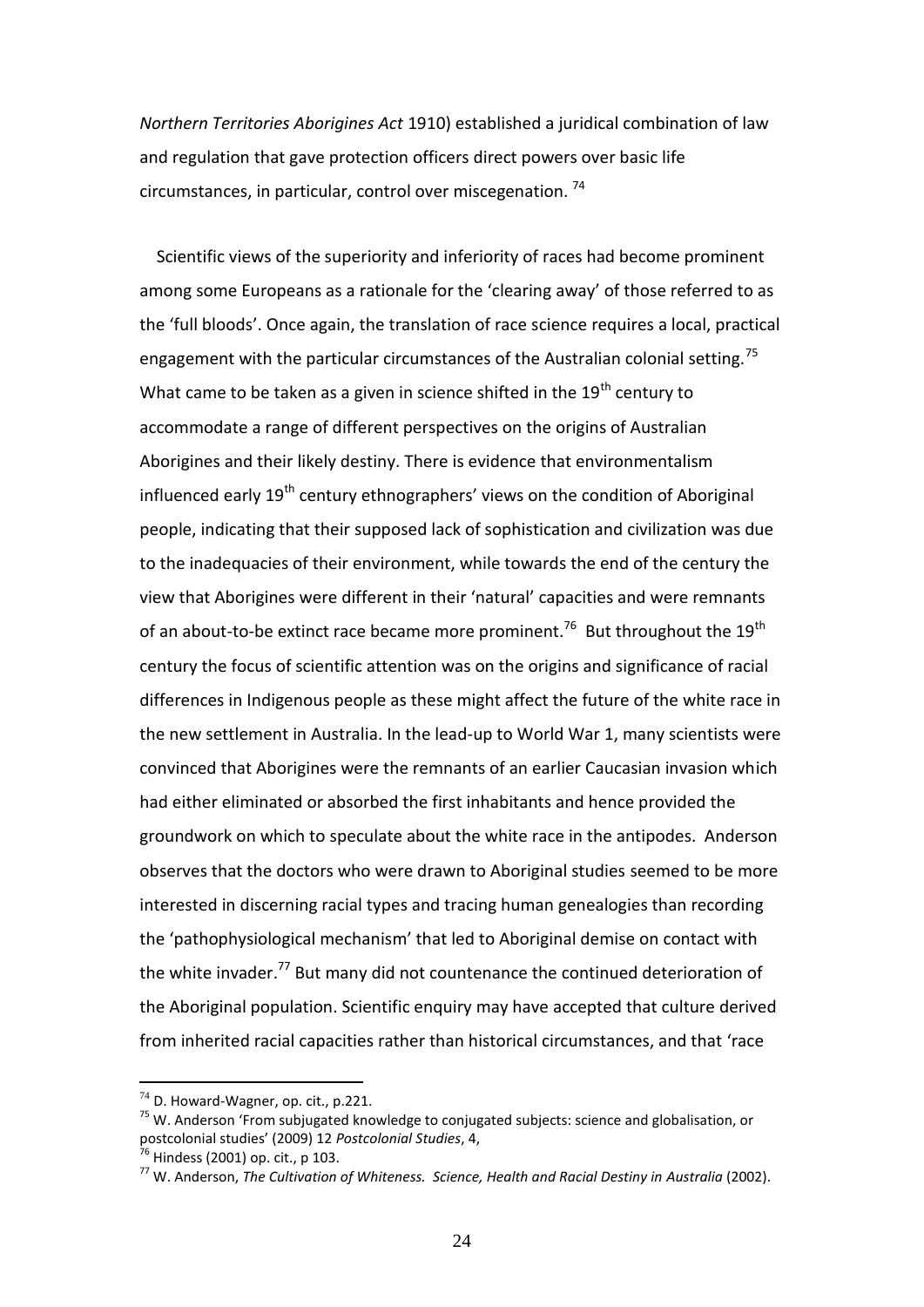*Northern Territories Aborigines Act* 1910) established a juridical combination of law and regulation that gave protection officers direct powers over basic life circumstances, in particular, control over miscegenation. [74]

Scientific views of the superiority and inferiority of races had become prominent among some Europeans as a rationale for the 'clearing away' of those referred to as the 'full bloods'. Once again, the translation of race science requires a local, practical engagement with the particular circumstances of the Australian colonial setting.[75] What came to be taken as a given in science shifted in the 19th century to accommodate a range of different perspectives on the origins of Australian Aborigines and their likely destiny. There is evidence that environmentalism influenced early 19th century ethnographers' views on the condition of Aboriginal people, indicating that their supposed lack of sophistication and civilization was due to the inadequacies of their environment, while towards the end of the century the view that Aborigines were different in their 'natural' capacities and were remnants of an about-to-be extinct race became more prominent.[76] But throughout the 19th century the focus of scientific attention was on the origins and significance of racial differences in Indigenous people as these might affect the future of the white race in the new settlement in Australia. In the lead-up to World War 1, many scientists were convinced that Aborigines were the remnants of an earlier Caucasian invasion which had either eliminated or absorbed the first inhabitants and hence provided the groundwork on which to speculate about the white race in the antipodes. Anderson observes that the doctors who were drawn to Aboriginal studies seemed to be more interested in discerning racial types and tracing human genealogies than recording the 'pathophysiological mechanism' that led to Aboriginal demise on contact with the white invader.[77] But many did not countenance the continued deterioration of the Aboriginal population. Scientific enquiry may have accepted that culture derived from inherited racial capacities rather than historical circumstances, and that 'race

---

[74] D. Howard-Wagner, op. cit., p.221.

[75] W. Anderson 'From subjugated knowledge to conjugated subjects: science and globalisation, or postcolonial studies' (2009) 12 *Postcolonial Studies*, 4,

[76] Hindess (2001) op. cit., p 103.

[77] W. Anderson, *The Cultivation of Whiteness. Science, Health and Racial Destiny in Australia* (2002).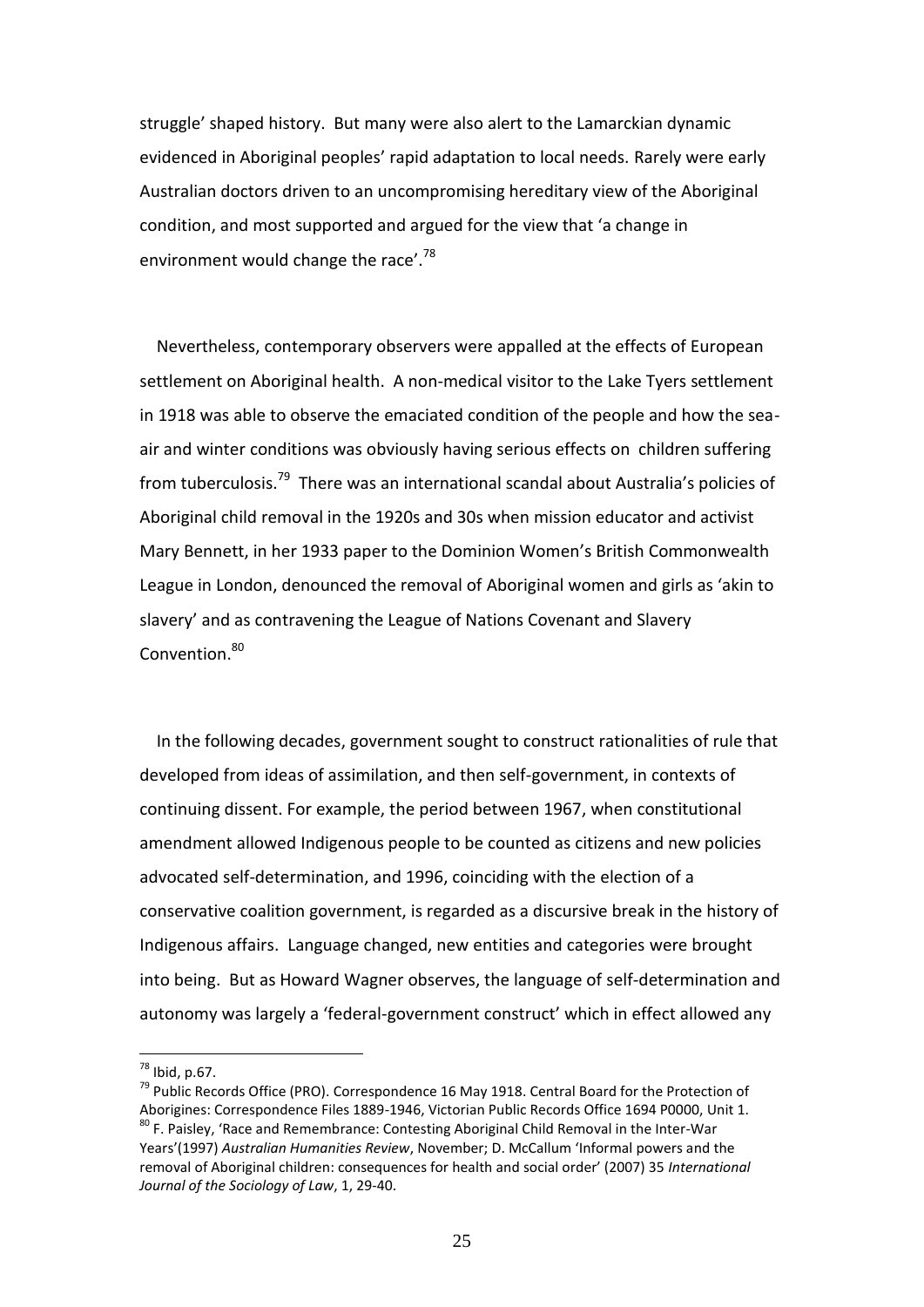struggle' shaped history. But many were also alert to the Lamarckian dynamic evidenced in Aboriginal peoples' rapid adaptation to local needs. Rarely were early Australian doctors driven to an uncompromising hereditary view of the Aboriginal condition, and most supported and argued for the view that 'a change in environment would change the race'.[78]

Nevertheless, contemporary observers were appalled at the effects of European settlement on Aboriginal health. A non-medical visitor to the Lake Tyers settlement in 1918 was able to observe the emaciated condition of the people and how the sea-air and winter conditions was obviously having serious effects on children suffering from tuberculosis.[79] There was an international scandal about Australia's policies of Aboriginal child removal in the 1920s and 30s when mission educator and activist Mary Bennett, in her 1933 paper to the Dominion Women's British Commonwealth League in London, denounced the removal of Aboriginal women and girls as 'akin to slavery' and as contravening the League of Nations Covenant and Slavery Convention.[80]

In the following decades, government sought to construct rationalities of rule that developed from ideas of assimilation, and then self-government, in contexts of continuing dissent. For example, the period between 1967, when constitutional amendment allowed Indigenous people to be counted as citizens and new policies advocated self-determination, and 1996, coinciding with the election of a conservative coalition government, is regarded as a discursive break in the history of Indigenous affairs. Language changed, new entities and categories were brought into being. But as Howard Wagner observes, the language of self-determination and autonomy was largely a 'federal-government construct' which in effect allowed any

---

[78] Ibid, p.67.

[79] Public Records Office (PRO). Correspondence 16 May 1918. Central Board for the Protection of Aborigines: Correspondence Files 1889-1946, Victorian Public Records Office 1694 P0000, Unit 1.

[80] F. Paisley, 'Race and Remembrance: Contesting Aboriginal Child Removal in the Inter-War Years'(1997) *Australian Humanities Review*, November; D. McCallum 'Informal powers and the removal of Aboriginal children: consequences for health and social order' (2007) 35 *International Journal of the Sociology of Law*, 1, 29-40.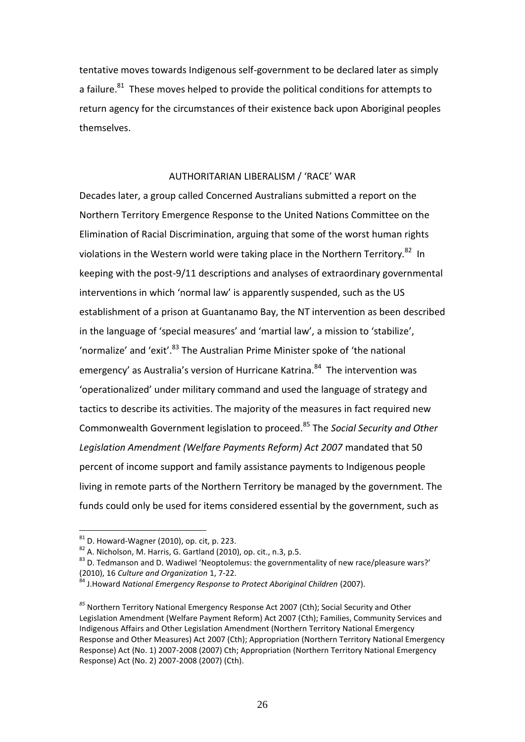tentative moves towards Indigenous self-government to be declared later as simply a failure.[81] These moves helped to provide the political conditions for attempts to return agency for the circumstances of their existence back upon Aboriginal peoples themselves.

## AUTHORITARIAN LIBERALISM / 'RACE' WAR

Decades later, a group called Concerned Australians submitted a report on the Northern Territory Emergence Response to the United Nations Committee on the Elimination of Racial Discrimination, arguing that some of the worst human rights violations in the Western world were taking place in the Northern Territory.[82] In keeping with the post-9/11 descriptions and analyses of extraordinary governmental interventions in which 'normal law' is apparently suspended, such as the US establishment of a prison at Guantanamo Bay, the NT intervention as been described in the language of 'special measures' and 'martial law', a mission to 'stabilize', 'normalize' and 'exit'.[83] The Australian Prime Minister spoke of 'the national emergency' as Australia's version of Hurricane Katrina.[84] The intervention was 'operationalized' under military command and used the language of strategy and tactics to describe its activities. The majority of the measures in fact required new Commonwealth Government legislation to proceed.[85] The *Social Security and Other Legislation Amendment (Welfare Payments Reform) Act 2007* mandated that 50 percent of income support and family assistance payments to Indigenous people living in remote parts of the Northern Territory be managed by the government. The funds could only be used for items considered essential by the government, such as

---

[81] D. Howard-Wagner (2010), op. cit, p. 223.

[82] A. Nicholson, M. Harris, G. Gartland (2010), op. cit., n.3, p.5.

[83] D. Tedmanson and D. Wadiwel 'Neoptolemus: the governmentality of new race/pleasure wars?' (2010), 16 *Culture and Organization* 1, 7-22.

[84] J.Howard *National Emergency Response to Protect Aboriginal Children* (2007).

[85] Northern Territory National Emergency Response Act 2007 (Cth); Social Security and Other Legislation Amendment (Welfare Payment Reform) Act 2007 (Cth); Families, Community Services and Indigenous Affairs and Other Legislation Amendment (Northern Territory National Emergency Response and Other Measures) Act 2007 (Cth); Appropriation (Northern Territory National Emergency Response) Act (No. 1) 2007-2008 (2007) Cth; Appropriation (Northern Territory National Emergency Response) Act (No. 2) 2007-2008 (2007) (Cth).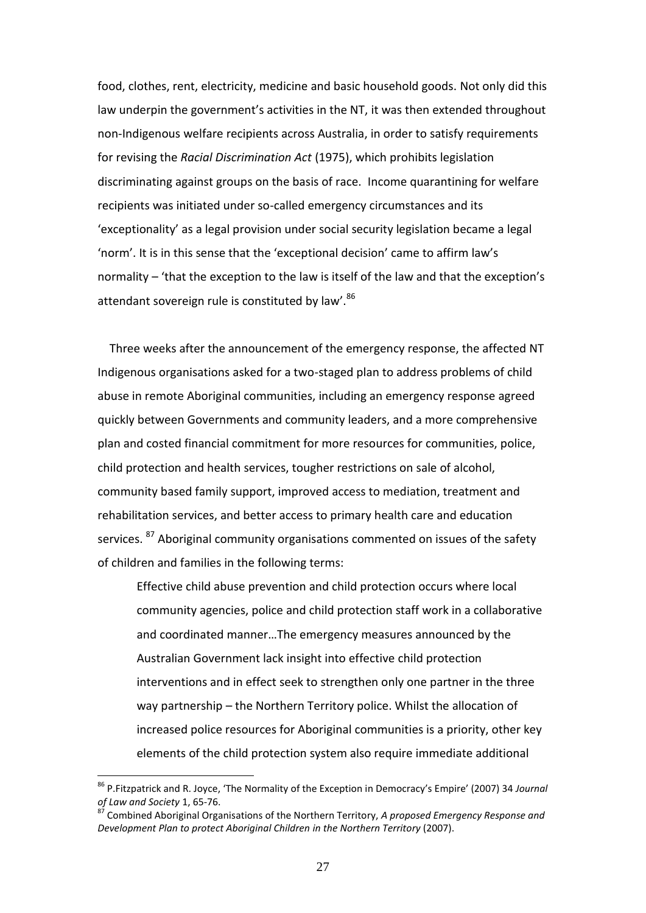food, clothes, rent, electricity, medicine and basic household goods. Not only did this law underpin the government's activities in the NT, it was then extended throughout non-Indigenous welfare recipients across Australia, in order to satisfy requirements for revising the *Racial Discrimination Act* (1975), which prohibits legislation discriminating against groups on the basis of race. Income quarantining for welfare recipients was initiated under so-called emergency circumstances and its 'exceptionality' as a legal provision under social security legislation became a legal 'norm'. It is in this sense that the 'exceptional decision' came to affirm law's normality – 'that the exception to the law is itself of the law and that the exception's attendant sovereign rule is constituted by law'.[86]

Three weeks after the announcement of the emergency response, the affected NT Indigenous organisations asked for a two-staged plan to address problems of child abuse in remote Aboriginal communities, including an emergency response agreed quickly between Governments and community leaders, and a more comprehensive plan and costed financial commitment for more resources for communities, police, child protection and health services, tougher restrictions on sale of alcohol, community based family support, improved access to mediation, treatment and rehabilitation services, and better access to primary health care and education services. [87] Aboriginal community organisations commented on issues of the safety of children and families in the following terms:

> Effective child abuse prevention and child protection occurs where local community agencies, police and child protection staff work in a collaborative and coordinated manner…The emergency measures announced by the Australian Government lack insight into effective child protection interventions and in effect seek to strengthen only one partner in the three way partnership – the Northern Territory police. Whilst the allocation of increased police resources for Aboriginal communities is a priority, other key elements of the child protection system also require immediate additional

---

[86] P.Fitzpatrick and R. Joyce, 'The Normality of the Exception in Democracy's Empire' (2007) 34 *Journal of Law and Society* 1, 65-76.

[87] Combined Aboriginal Organisations of the Northern Territory, *A proposed Emergency Response and Development Plan to protect Aboriginal Children in the Northern Territory* (2007).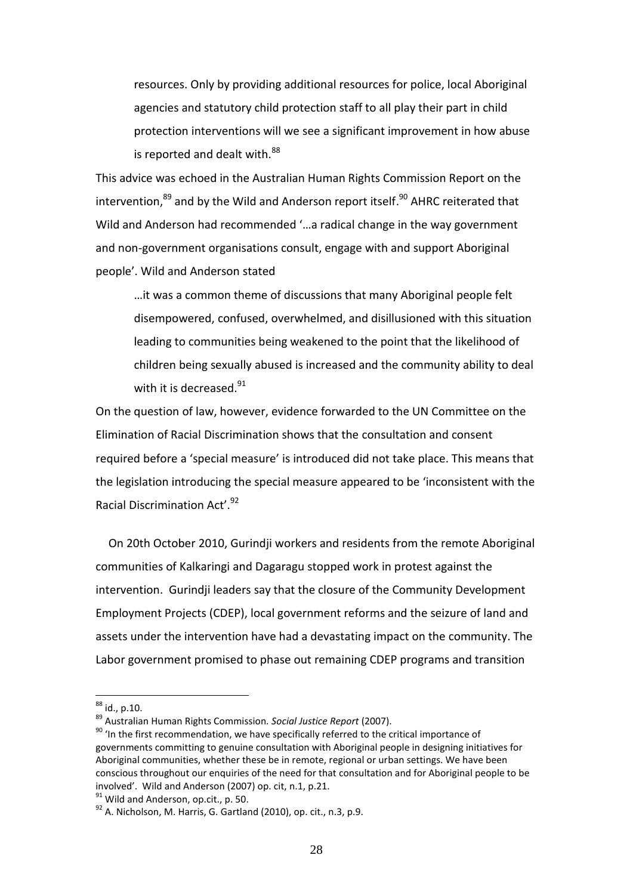> resources. Only by providing additional resources for police, local Aboriginal agencies and statutory child protection staff to all play their part in child protection interventions will we see a significant improvement in how abuse is reported and dealt with.[88]

This advice was echoed in the Australian Human Rights Commission Report on the intervention,[89] and by the Wild and Anderson report itself.[90] AHRC reiterated that Wild and Anderson had recommended '…a radical change in the way government and non-government organisations consult, engage with and support Aboriginal people'. Wild and Anderson stated

> …it was a common theme of discussions that many Aboriginal people felt disempowered, confused, overwhelmed, and disillusioned with this situation leading to communities being weakened to the point that the likelihood of children being sexually abused is increased and the community ability to deal with it is decreased.[91]

On the question of law, however, evidence forwarded to the UN Committee on the Elimination of Racial Discrimination shows that the consultation and consent required before a 'special measure' is introduced did not take place. This means that the legislation introducing the special measure appeared to be 'inconsistent with the Racial Discrimination Act'.[92]

On 20th October 2010, Gurindji workers and residents from the remote Aboriginal communities of Kalkaringi and Dagaragu stopped work in protest against the intervention. Gurindji leaders say that the closure of the Community Development Employment Projects (CDEP), local government reforms and the seizure of land and assets under the intervention have had a devastating impact on the community. The Labor government promised to phase out remaining CDEP programs and transition

---

[88] id., p.10.

[89] Australian Human Rights Commission. *Social Justice Report* (2007).

[90] 'In the first recommendation, we have specifically referred to the critical importance of governments committing to genuine consultation with Aboriginal people in designing initiatives for Aboriginal communities, whether these be in remote, regional or urban settings. We have been conscious throughout our enquiries of the need for that consultation and for Aboriginal people to be involved'. Wild and Anderson (2007) op. cit, n.1, p.21.

[91] Wild and Anderson, op.cit., p. 50.

[92] A. Nicholson, M. Harris, G. Gartland (2010), op. cit., n.3, p.9.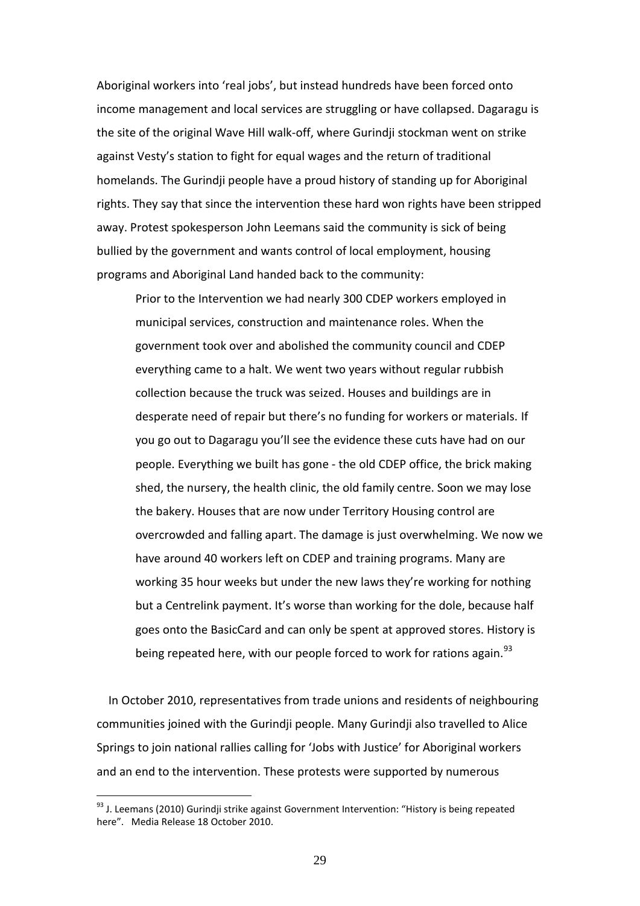Aboriginal workers into 'real jobs', but instead hundreds have been forced onto income management and local services are struggling or have collapsed. Dagaragu is the site of the original Wave Hill walk-off, where Gurindji stockman went on strike against Vesty's station to fight for equal wages and the return of traditional homelands. The Gurindji people have a proud history of standing up for Aboriginal rights. They say that since the intervention these hard won rights have been stripped away. Protest spokesperson John Leemans said the community is sick of being bullied by the government and wants control of local employment, housing programs and Aboriginal Land handed back to the community:

> Prior to the Intervention we had nearly 300 CDEP workers employed in municipal services, construction and maintenance roles. When the government took over and abolished the community council and CDEP everything came to a halt. We went two years without regular rubbish collection because the truck was seized. Houses and buildings are in desperate need of repair but there's no funding for workers or materials. If you go out to Dagaragu you'll see the evidence these cuts have had on our people. Everything we built has gone - the old CDEP office, the brick making shed, the nursery, the health clinic, the old family centre. Soon we may lose the bakery. Houses that are now under Territory Housing control are overcrowded and falling apart. The damage is just overwhelming. We now we have around 40 workers left on CDEP and training programs. Many are working 35 hour weeks but under the new laws they're working for nothing but a Centrelink payment. It's worse than working for the dole, because half goes onto the BasicCard and can only be spent at approved stores. History is being repeated here, with our people forced to work for rations again.[93]

In October 2010, representatives from trade unions and residents of neighbouring communities joined with the Gurindji people. Many Gurindji also travelled to Alice Springs to join national rallies calling for 'Jobs with Justice' for Aboriginal workers and an end to the intervention. These protests were supported by numerous

---

[93] J. Leemans (2010) Gurindji strike against Government Intervention: "History is being repeated here". Media Release 18 October 2010.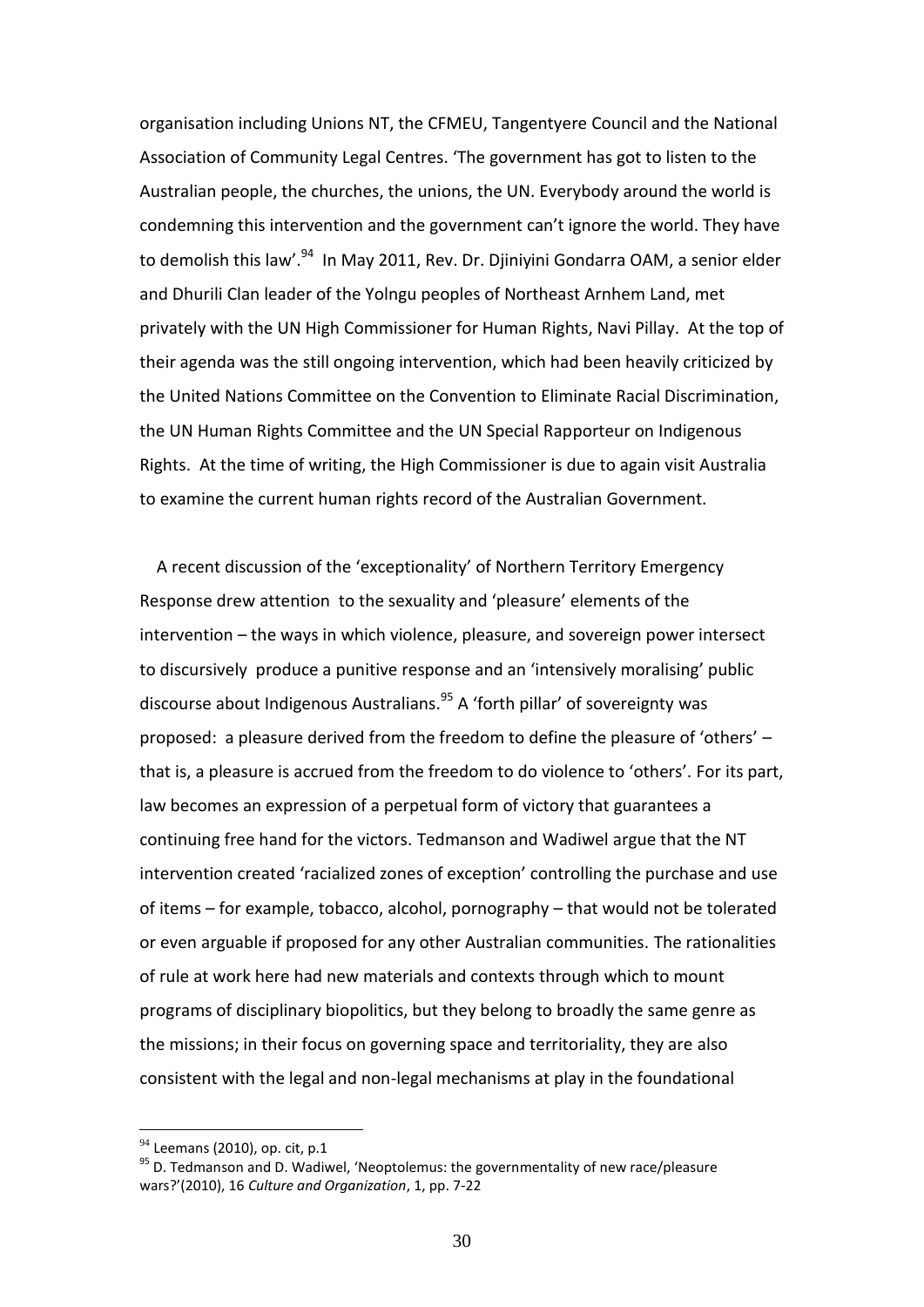organisation including Unions NT, the CFMEU, Tangentyere Council and the National Association of Community Legal Centres. 'The government has got to listen to the Australian people, the churches, the unions, the UN. Everybody around the world is condemning this intervention and the government can't ignore the world. They have to demolish this law'.[94] In May 2011, Rev. Dr. Djiniyini Gondarra OAM, a senior elder and Dhurili Clan leader of the Yolngu peoples of Northeast Arnhem Land, met privately with the UN High Commissioner for Human Rights, Navi Pillay. At the top of their agenda was the still ongoing intervention, which had been heavily criticized by the United Nations Committee on the Convention to Eliminate Racial Discrimination, the UN Human Rights Committee and the UN Special Rapporteur on Indigenous Rights. At the time of writing, the High Commissioner is due to again visit Australia to examine the current human rights record of the Australian Government.

A recent discussion of the 'exceptionality' of Northern Territory Emergency Response drew attention to the sexuality and 'pleasure' elements of the intervention – the ways in which violence, pleasure, and sovereign power intersect to discursively produce a punitive response and an 'intensively moralising' public discourse about Indigenous Australians.[95] A 'forth pillar' of sovereignty was proposed: a pleasure derived from the freedom to define the pleasure of 'others' – that is, a pleasure is accrued from the freedom to do violence to 'others'. For its part, law becomes an expression of a perpetual form of victory that guarantees a continuing free hand for the victors. Tedmanson and Wadiwel argue that the NT intervention created 'racialized zones of exception' controlling the purchase and use of items – for example, tobacco, alcohol, pornography – that would not be tolerated or even arguable if proposed for any other Australian communities. The rationalities of rule at work here had new materials and contexts through which to mount programs of disciplinary biopolitics, but they belong to broadly the same genre as the missions; in their focus on governing space and territoriality, they are also consistent with the legal and non-legal mechanisms at play in the foundational

---

[94] Leemans (2010), op. cit, p.1

[95] D. Tedmanson and D. Wadiwel, 'Neoptolemus: the governmentality of new race/pleasure wars?'(2010), 16 *Culture and Organization*, 1, pp. 7-22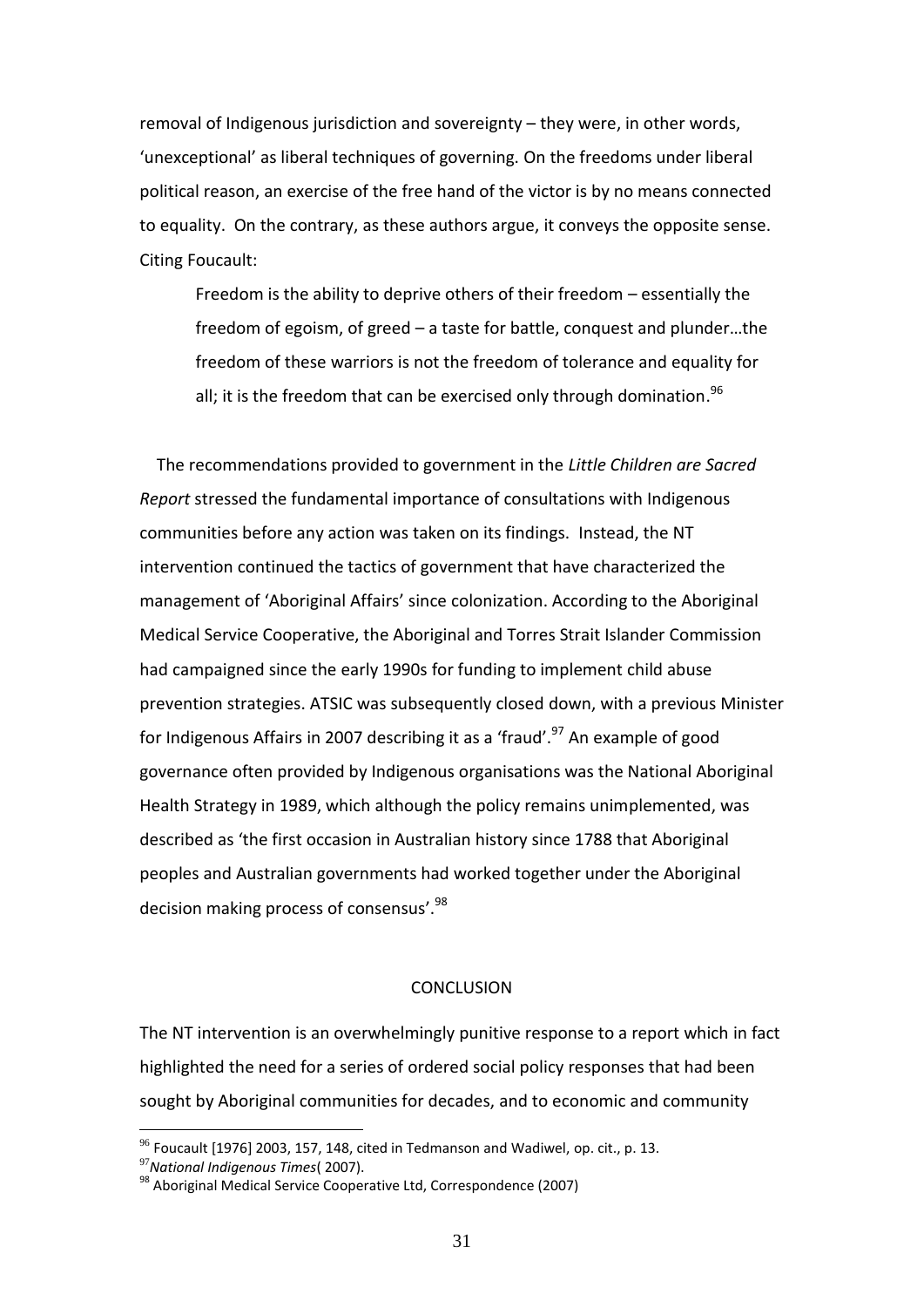removal of Indigenous jurisdiction and sovereignty – they were, in other words, 'unexceptional' as liberal techniques of governing. On the freedoms under liberal political reason, an exercise of the free hand of the victor is by no means connected to equality. On the contrary, as these authors argue, it conveys the opposite sense. Citing Foucault:

> Freedom is the ability to deprive others of their freedom – essentially the freedom of egoism, of greed – a taste for battle, conquest and plunder…the freedom of these warriors is not the freedom of tolerance and equality for all; it is the freedom that can be exercised only through domination.[96]

The recommendations provided to government in the *Little Children are Sacred Report* stressed the fundamental importance of consultations with Indigenous communities before any action was taken on its findings. Instead, the NT intervention continued the tactics of government that have characterized the management of 'Aboriginal Affairs' since colonization. According to the Aboriginal Medical Service Cooperative, the Aboriginal and Torres Strait Islander Commission had campaigned since the early 1990s for funding to implement child abuse prevention strategies. ATSIC was subsequently closed down, with a previous Minister for Indigenous Affairs in 2007 describing it as a 'fraud'.[97] An example of good governance often provided by Indigenous organisations was the National Aboriginal Health Strategy in 1989, which although the policy remains unimplemented, was described as 'the first occasion in Australian history since 1788 that Aboriginal peoples and Australian governments had worked together under the Aboriginal decision making process of consensus'.[98]

## CONCLUSION

The NT intervention is an overwhelmingly punitive response to a report which in fact highlighted the need for a series of ordered social policy responses that had been sought by Aboriginal communities for decades, and to economic and community

---

[96] Foucault [1976] 2003, 157, 148, cited in Tedmanson and Wadiwel, op. cit., p. 13.

[97] *National Indigenous Times*( 2007).

[98] Aboriginal Medical Service Cooperative Ltd, Correspondence (2007)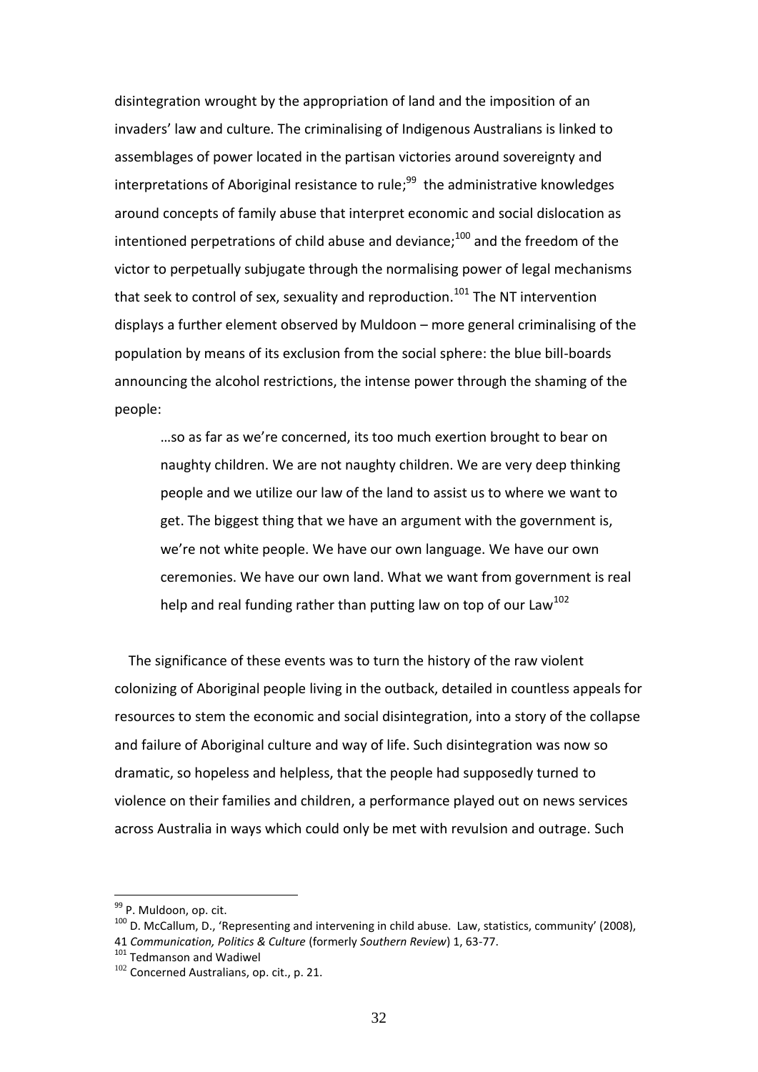disintegration wrought by the appropriation of land and the imposition of an invaders' law and culture. The criminalising of Indigenous Australians is linked to assemblages of power located in the partisan victories around sovereignty and interpretations of Aboriginal resistance to rule;[99] the administrative knowledges around concepts of family abuse that interpret economic and social dislocation as intentioned perpetrations of child abuse and deviance;[100] and the freedom of the victor to perpetually subjugate through the normalising power of legal mechanisms that seek to control of sex, sexuality and reproduction.[101] The NT intervention displays a further element observed by Muldoon – more general criminalising of the population by means of its exclusion from the social sphere: the blue bill-boards announcing the alcohol restrictions, the intense power through the shaming of the people:

> …so as far as we're concerned, its too much exertion brought to bear on naughty children. We are not naughty children. We are very deep thinking people and we utilize our law of the land to assist us to where we want to get. The biggest thing that we have an argument with the government is, we're not white people. We have our own language. We have our own ceremonies. We have our own land. What we want from government is real help and real funding rather than putting law on top of our Law[102]

The significance of these events was to turn the history of the raw violent colonizing of Aboriginal people living in the outback, detailed in countless appeals for resources to stem the economic and social disintegration, into a story of the collapse and failure of Aboriginal culture and way of life. Such disintegration was now so dramatic, so hopeless and helpless, that the people had supposedly turned to violence on their families and children, a performance played out on news services across Australia in ways which could only be met with revulsion and outrage. Such

---

[99] P. Muldoon, op. cit.

[100] D. McCallum, D., 'Representing and intervening in child abuse. Law, statistics, community' (2008), 41 *Communication, Politics & Culture* (formerly *Southern Review*) 1, 63-77.

[101] Tedmanson and Wadiwel

[102] Concerned Australians, op. cit., p. 21.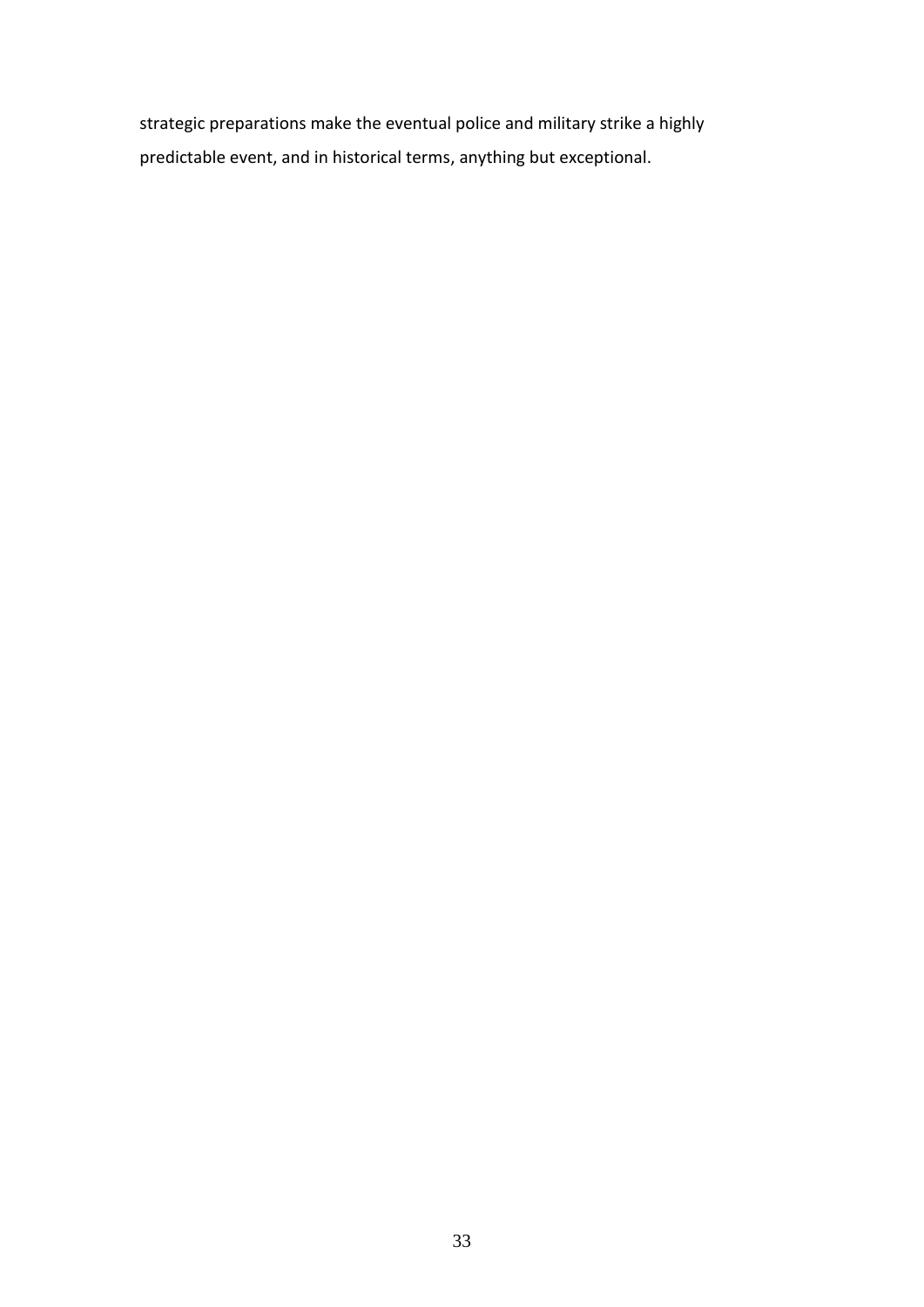strategic preparations make the eventual police and military strike a highly predictable event, and in historical terms, anything but exceptional.